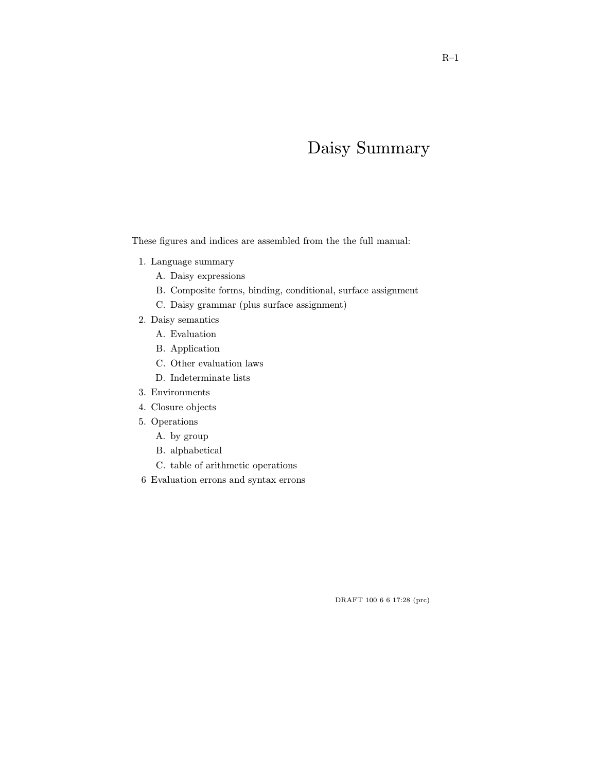# Daisy Summary

These figures and indices are assembled from the the full manual:

1. Language summary
   - A. Daisy expressions
   - B. Composite forms, binding, conditional, surface assignment
   - C. Daisy grammar (plus surface assignment)
2. Daisy semantics
   - A. Evaluation
   - B. Application
   - C. Other evaluation laws
   - D. Indeterminate lists
3. Environments
4. Closure objects
5. Operations
   - A. by group
   - B. alphabetical
   - C. table of arithmetic operations

6 Evaluation errons and syntax errons

DRAFT 100 6 6 17:28 (prc)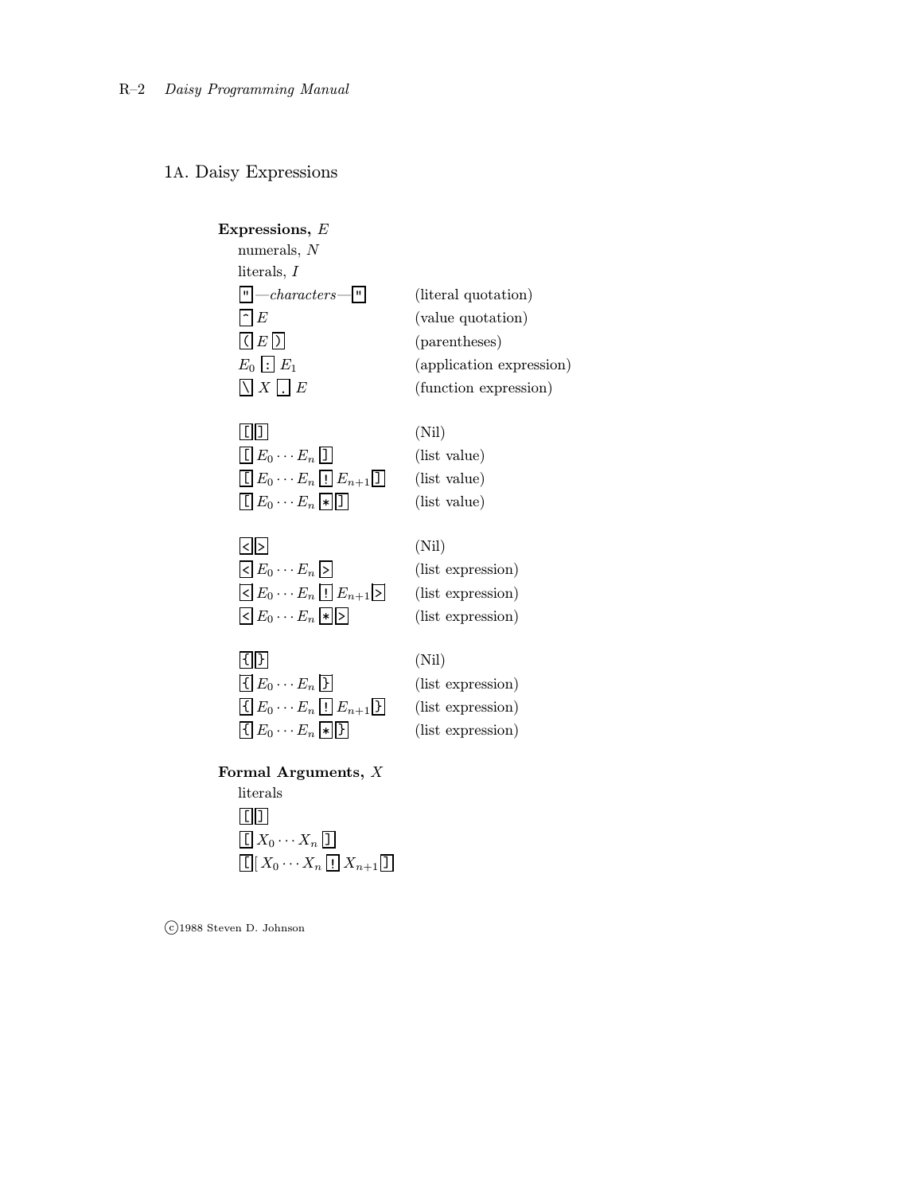## 1A. Daisy Expressions

**Expressions,** $E$

numerals, $N$

literals, $I$

| | |
|---|---|
| `"` —*characters*— `"` | (literal quotation) |
| `^` $E$ | (value quotation) |
| `(` $E$ `)` | (parentheses) |
| $E_0$ `:` $E_1$ | (application expression) |
| `\` $X$ `.` $E$ | (function expression) |
| `[` `]` | (Nil) |
| `[` $E_0 \cdots E_n$ `]` | (list value) |
| `[` $E_0 \cdots E_n$ `!` $E_{n+1}$ `]` | (list value) |
| `[` $E_0 \cdots E_n$ `*` `]` | (list value) |
| `<` `>` | (Nil) |
| `<` $E_0 \cdots E_n$ `>` | (list expression) |
| `<` $E_0 \cdots E_n$ `!` $E_{n+1}$ `>` | (list expression) |
| `<` $E_0 \cdots E_n$ `*` `>` | (list expression) |
| `{` `}` | (Nil) |
| `{` $E_0 \cdots E_n$ `}` | (list expression) |
| `{` $E_0 \cdots E_n$ `!` $E_{n+1}$ `}` | (list expression) |
| `{` $E_0 \cdots E_n$ `*` `}` | (list expression) |

**Formal Arguments,** $X$

literals

`[` `]`

`[` $X_0 \cdots X_n$ `]`

`[` [ $X_0 \cdots X_n$ `!` $X_{n+1}$ `]`

©1988 Steven D. Johnson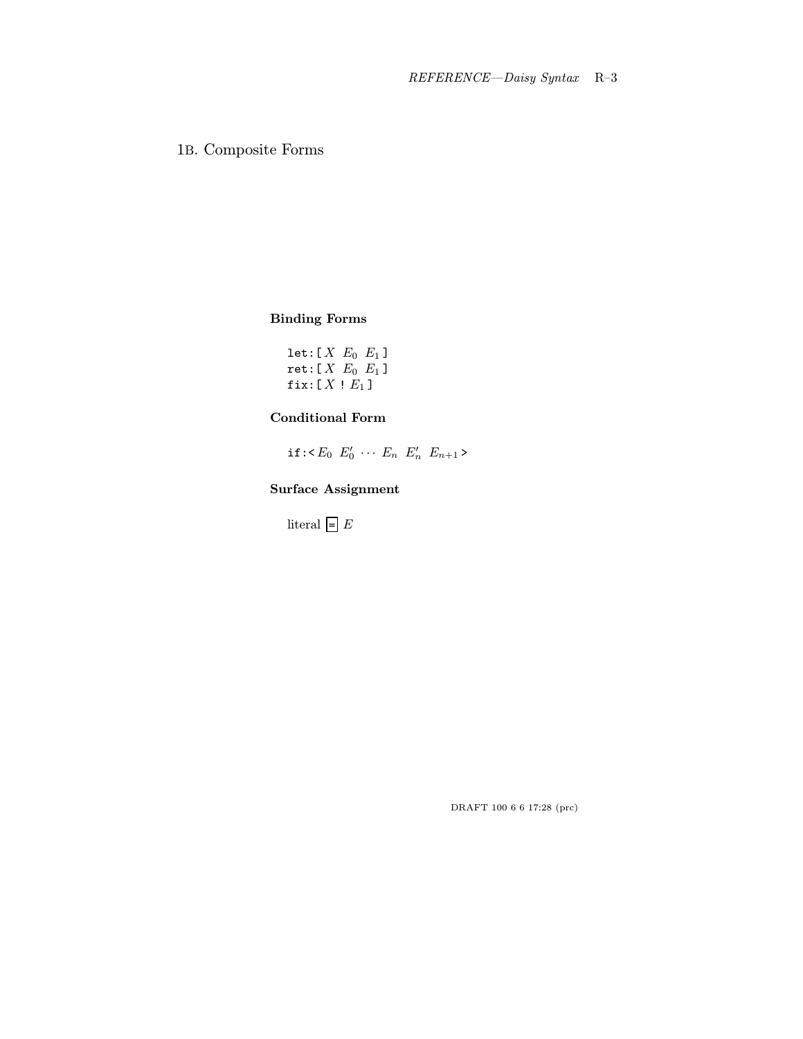## 1B. Composite Forms

### Binding Forms

`let:[` $X$ $E_0$ $E_1$ `]`
`ret:[` $X$ $E_0$ $E_1$ `]`
`fix:[` $X$ `!` $E_1$ `]`

### Conditional Form

`if:<` $E_0$ $E'_0$ $\cdots$ $E_n$ $E'_n$ $E_{n+1}$ `>`

### Surface Assignment

literal `=` $E$

DRAFT 100 6 6 17:28 (prc)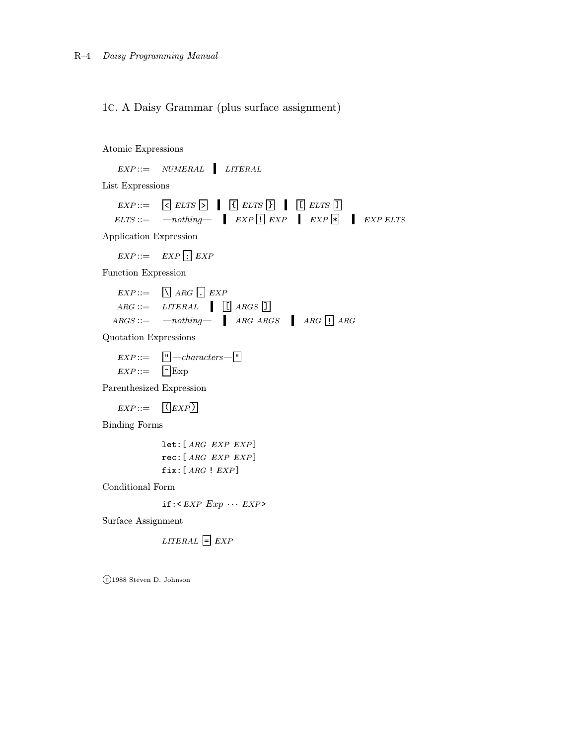## 1c. A Daisy Grammar (plus surface assignment)

Atomic Expressions

> *EXP* ::= *NUMERAL* | *LITERAL*

List Expressions

> *EXP* ::= `<` *ELTS* `>` | `{` *ELTS* `}` | `[` *ELTS* `]`
>
> *ELTS* ::= —*nothing*— | *EXP* `!` *EXP* | *EXP* `*` | *EXP ELTS*

Application Expression

> *EXP* ::= *EXP* `:` *EXP*

Function Expression

> *EXP* ::= `\` *ARG* `.` *EXP*
>
> *ARG* ::= *LITERAL* | `[` *ARGS* `]`
>
> *ARGS* ::= —*nothing*— | *ARG ARGS* | *ARG* `!` *ARG*

Quotation Expressions

> *EXP* ::= `"`—*characters*—`"`
>
> *EXP* ::= `^`Exp

Parenthesized Expression

> *EXP* ::= `(`*EXP*`)`

Binding Forms

> `let:[` *ARG EXP EXP* `]`
>
> `rec:[` *ARG EXP EXP* `]`
>
> `fix:[` *ARG* `!` *EXP* `]`

Conditional Form

> `if:<` *EXP Exp* ⋯ *EXP* `>`

Surface Assignment

> *LITERAL* `=` *EXP*

©1988 Steven D. Johnson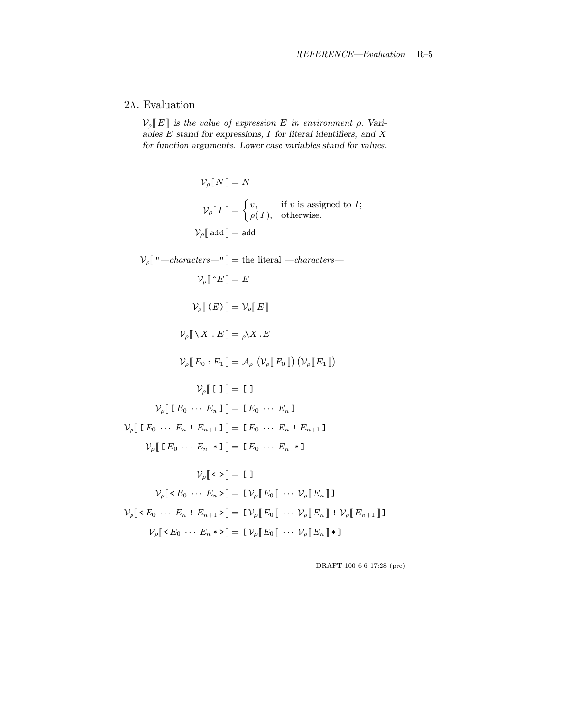## 2A. Evaluation

*$\mathcal{V}_\rho[\![ E ]\!]$ is the value of expression $E$ in environment $\rho$. Variables $E$ stand for expressions, $I$ for literal identifiers, and $X$ for function arguments. Lower case variables stand for values.*

$$\mathcal{V}_\rho[\![ N ]\!] = N$$

$$\mathcal{V}_\rho[\![ I ]\!] = \begin{cases} v, & \text{if } v \text{ is assigned to } I; \\ \rho(I), & \text{otherwise.} \end{cases}$$

$$\mathcal{V}_\rho[\![ \texttt{add} ]\!] = \texttt{add}$$

$$\mathcal{V}_\rho[\![ \texttt{"}\textit{—characters—}\texttt{"} ]\!] = \text{the literal } \textit{—characters—}$$

$$\mathcal{V}_\rho[\![ \texttt{\^{}}E ]\!] = E$$

$$\mathcal{V}_\rho[\![ \texttt{(}E\texttt{)} ]\!] = \mathcal{V}_\rho[\![ E ]\!]$$

$$\mathcal{V}_\rho[\![ \backslash X \texttt{ . } E ]\!] = {}_\rho\backslash X \texttt{ . } E$$

$$\mathcal{V}_\rho[\![ E_0 : E_1 ]\!] = \mathcal{A}_\rho \left(\mathcal{V}_\rho[\![ E_0 ]\!]\right) \left(\mathcal{V}_\rho[\![ E_1 ]\!]\right)$$

$$\mathcal{V}_\rho[\![ \texttt{[ ]} ]\!] = \texttt{[ ]}$$

$$\mathcal{V}_\rho[\![ \texttt{[} E_0 \cdots E_n \texttt{]} ]\!] = \texttt{[} E_0 \cdots E_n \texttt{]}$$

$$\mathcal{V}_\rho[\![ \texttt{[} E_0 \cdots E_n \texttt{ ! } E_{n+1} \texttt{]} ]\!] = \texttt{[} E_0 \cdots E_n \texttt{ ! } E_{n+1} \texttt{]}$$

$$\mathcal{V}_\rho[\![ \texttt{[} E_0 \cdots E_n \texttt{ *]} ]\!] = \texttt{[} E_0 \cdots E_n \texttt{ *]}$$

$$\mathcal{V}_\rho[\![ \texttt{< >} ]\!] = \texttt{[ ]}$$

$$\mathcal{V}_\rho[\![ \texttt{<} E_0 \cdots E_n \texttt{>} ]\!] = \texttt{[} \mathcal{V}_\rho[\![ E_0 ]\!] \cdots \mathcal{V}_\rho[\![ E_n ]\!] \texttt{]}$$

$$\mathcal{V}_\rho[\![ \texttt{<} E_0 \cdots E_n \texttt{ ! } E_{n+1} \texttt{>} ]\!] = \texttt{[} \mathcal{V}_\rho[\![ E_0 ]\!] \cdots \mathcal{V}_\rho[\![ E_n ]\!] \texttt{ ! } \mathcal{V}_\rho[\![ E_{n+1} ]\!] \texttt{]}$$

$$\mathcal{V}_\rho[\![ \texttt{<} E_0 \cdots E_n \texttt{*>} ]\!] = \texttt{[} \mathcal{V}_\rho[\![ E_0 ]\!] \cdots \mathcal{V}_\rho[\![ E_n ]\!] \texttt{*]}$$

DRAFT 100 6 6 17:28 (prc)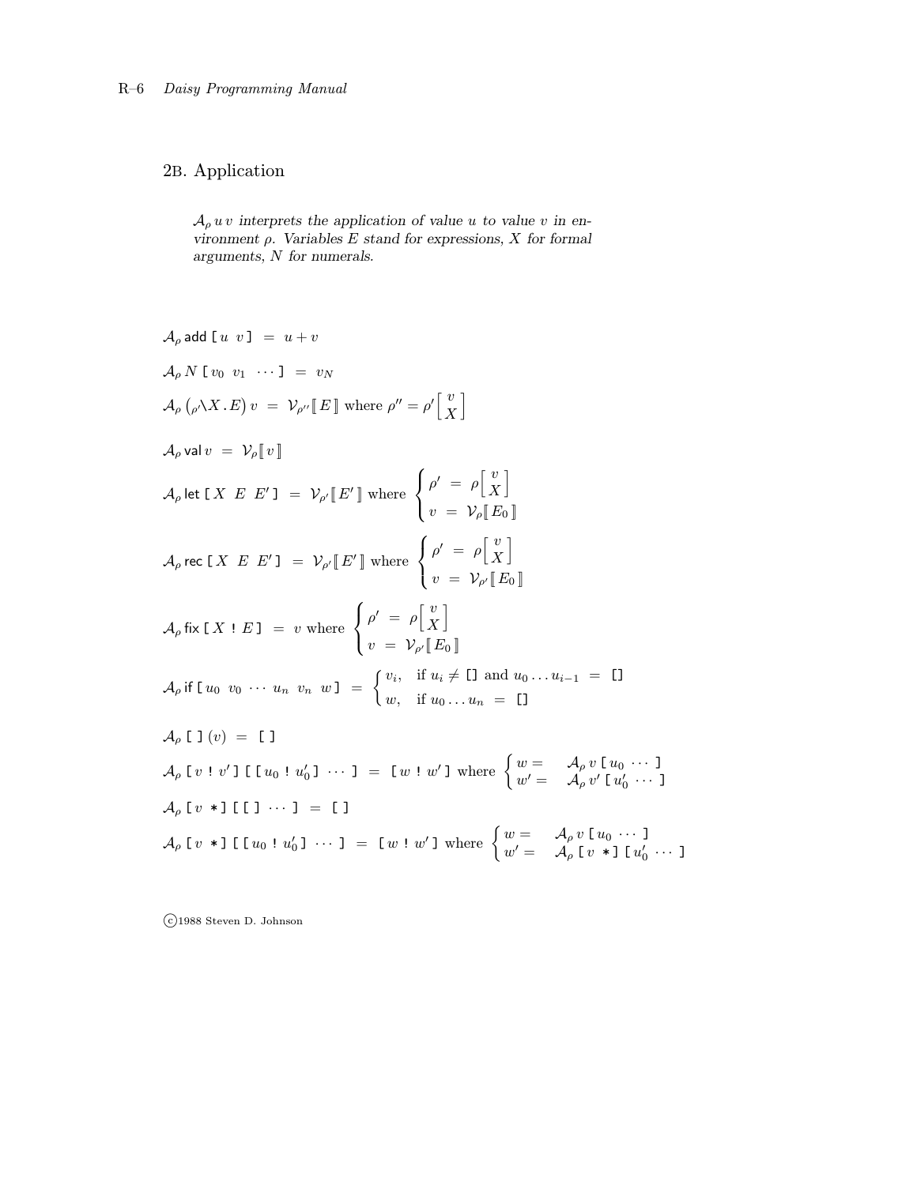## 2B. Application

*$\mathcal{A}_\rho\, u\, v$ interprets the application of value $u$ to value $v$ in environment $\rho$. Variables $E$ stand for expressions, $X$ for formal arguments, $N$ for numerals.*

$$\mathcal{A}_\rho\, \mathsf{add}\ \texttt{[}\, u\ \ v\, \texttt{]} \ = \ u + v$$

$$\mathcal{A}_\rho\, N\ \texttt{[}\, v_0\ \ v_1\ \ \cdots\, \texttt{]} \ = \ v_N$$

$$\mathcal{A}_\rho\, \left({}_{\rho'}\backslash X \,.\, E\right) v \ = \ \mathcal{V}_{\rho''}[\![\, E \,]\!] \text{ where } \rho'' = \rho'\Big[\begin{matrix} v \\ X \end{matrix}\Big]$$

$$\mathcal{A}_\rho\, \mathsf{val}\, v \ = \ \mathcal{V}_\rho[\![\, v \,]\!]$$

$$\mathcal{A}_\rho\, \mathsf{let}\ \texttt{[}\, X\ \ E\ \ E'\, \texttt{]} \ = \ \mathcal{V}_{\rho'}[\![\, E' \,]\!] \text{ where } \begin{cases} \rho' \ = \ \rho\Big[\begin{matrix} v \\ X \end{matrix}\Big] \\ v \ = \ \mathcal{V}_\rho[\![\, E_0 \,]\!] \end{cases}$$

$$\mathcal{A}_\rho\, \mathsf{rec}\ \texttt{[}\, X\ \ E\ \ E'\, \texttt{]} \ = \ \mathcal{V}_{\rho'}[\![\, E' \,]\!] \text{ where } \begin{cases} \rho' \ = \ \rho\Big[\begin{matrix} v \\ X \end{matrix}\Big] \\ v \ = \ \mathcal{V}_{\rho'}[\![\, E_0 \,]\!] \end{cases}$$

$$\mathcal{A}_\rho\, \mathsf{fix}\ \texttt{[}\, X\ \texttt{!}\ E\, \texttt{]} \ = \ v \text{ where } \begin{cases} \rho' \ = \ \rho\Big[\begin{matrix} v \\ X \end{matrix}\Big] \\ v \ = \ \mathcal{V}_{\rho'}[\![\, E_0 \,]\!] \end{cases}$$

$$\mathcal{A}_\rho\, \mathsf{if}\ \texttt{[}\, u_0\ \ v_0\ \cdots\ u_n\ \ v_n\ \ w\, \texttt{]} \ = \ \begin{cases} v_i, & \text{if } u_i \neq \texttt{[]} \text{ and } u_0 \ldots u_{i-1} \ = \ \texttt{[]} \\ w, & \text{if } u_0 \ldots u_n \ = \ \texttt{[]} \end{cases}$$

$$\mathcal{A}_\rho\, \texttt{[}\,\texttt{]}\, (v) \ = \ \texttt{[}\,\texttt{]}$$

$$\mathcal{A}_\rho\, \texttt{[}\, v\ \texttt{!}\ v'\, \texttt{]}\ \texttt{[}\,\texttt{[}\, u_0\ \texttt{!}\ u_0'\, \texttt{]}\ \cdots\, \texttt{]} \ = \ \texttt{[}\, w\ \texttt{!}\ w'\, \texttt{]} \text{ where } \begin{cases} w = & \mathcal{A}_\rho\, v\ \texttt{[}\, u_0\ \cdots\, \texttt{]} \\ w' = & \mathcal{A}_\rho\, v'\ \texttt{[}\, u_0'\ \cdots\, \texttt{]} \end{cases}$$

$$\mathcal{A}_\rho\, \texttt{[}\, v\ \texttt{*}\, \texttt{]}\ \texttt{[}\,\texttt{[}\,\texttt{]}\ \cdots\, \texttt{]} \ = \ \texttt{[}\,\texttt{]}$$

$$\mathcal{A}_\rho\, \texttt{[}\, v\ \texttt{*}\, \texttt{]}\ \texttt{[}\,\texttt{[}\, u_0\ \texttt{!}\ u_0'\, \texttt{]}\ \cdots\, \texttt{]} \ = \ \texttt{[}\, w\ \texttt{!}\ w'\, \texttt{]} \text{ where } \begin{cases} w = & \mathcal{A}_\rho\, v\ \texttt{[}\, u_0\ \cdots\, \texttt{]} \\ w' = & \mathcal{A}_\rho\, \texttt{[}\, v\ \texttt{*}\, \texttt{]}\ \texttt{[}\, u_0'\ \cdots\, \texttt{]} \end{cases}$$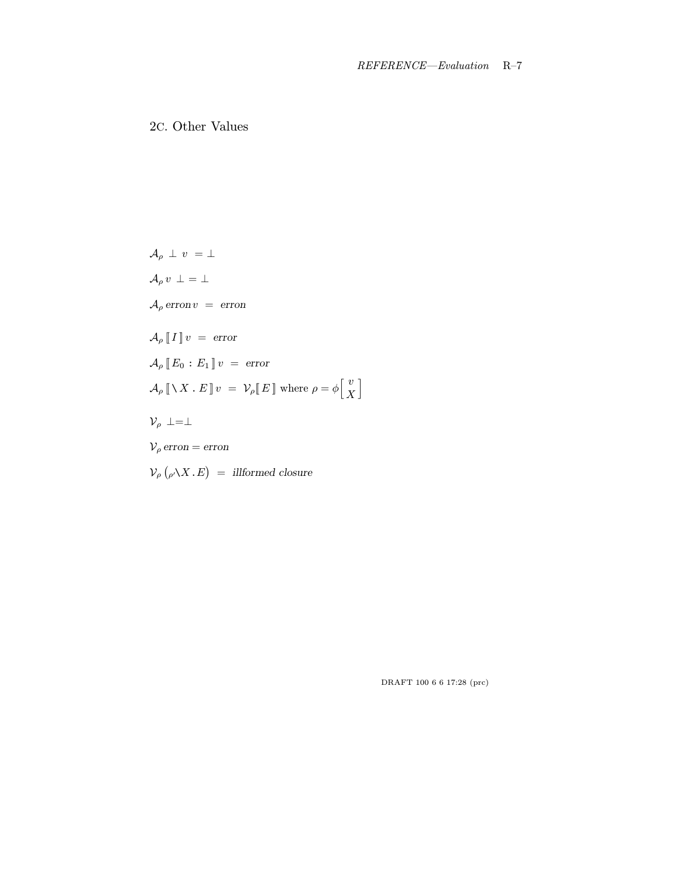## 2c. Other Values

$$\mathcal{A}_\rho \;\bot\; v \;=\bot$$

$$\mathcal{A}_\rho\, v \;\bot = \bot$$

$$\mathcal{A}_\rho\, \mathit{erron}\, v \;=\; \mathit{erron}$$

$$\mathcal{A}_\rho [\![\, I \,]\!]\, v \;=\; \mathit{error}$$

$$\mathcal{A}_\rho [\![\, E_0 \,:\, E_1 \,]\!]\, v \;=\; \mathit{error}$$

$$\mathcal{A}_\rho [\![\, \backslash\, X \,.\, E \,]\!]\, v \;=\; \mathcal{V}_\rho [\![\, E \,]\!] \text{ where } \rho = \phi \begin{bmatrix} v \\ X \end{bmatrix}$$

$$\mathcal{V}_\rho \;\bot\!=\!\bot$$

$$\mathcal{V}_\rho\, \mathit{erron} = \mathit{erron}$$

$$\mathcal{V}_\rho \left( {}_{\rho'}\backslash X \,.\, E \right) \;=\; \mathit{illformed\ closure}$$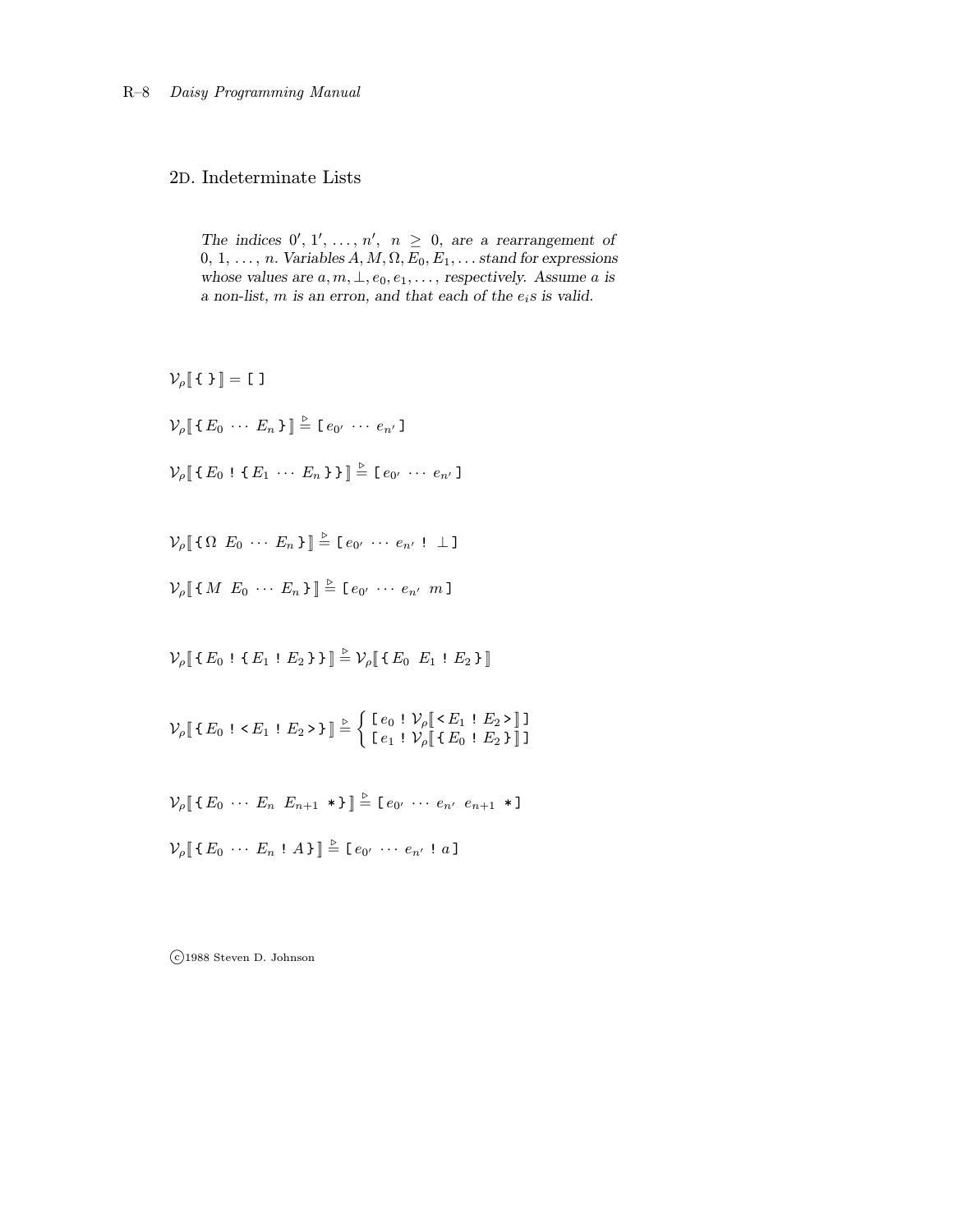## 2D. Indeterminate Lists

*The indices $0', 1', \ldots, n'$, $n \geq 0$, are a rearrangement of $0, 1, \ldots, n$. Variables $A, M, \Omega, E_0, E_1, \ldots$ stand for expressions whose values are $a, m, \bot, e_0, e_1, \ldots$, respectively. Assume $a$ is a non-list, $m$ is an erron, and that each of the $e_i$s is valid.*

$$\mathcal{V}_\rho[\![\,\texttt{\{ \}}\,]\!] = \texttt{[ ]}$$

$$\mathcal{V}_\rho[\![\,\texttt{\{}\,E_0\ \cdots\ E_n\,\texttt{\}}\,]\!] \stackrel{\triangleright}{=} \texttt{[}\,e_{0'}\ \cdots\ e_{n'}\,\texttt{]}$$

$$\mathcal{V}_\rho[\![\,\texttt{\{}\,E_0\ \texttt{!}\ \texttt{\{}\,E_1\ \cdots\ E_n\,\texttt{\}\}}\,]\!] \stackrel{\triangleright}{=} \texttt{[}\,e_{0'}\ \cdots\ e_{n'}\,\texttt{]}$$

$$\mathcal{V}_\rho[\![\,\texttt{\{}\,\Omega\ \ E_0\ \cdots\ E_n\,\texttt{\}}\,]\!] \stackrel{\triangleright}{=} \texttt{[}\,e_{0'}\ \cdots\ e_{n'}\ \texttt{!}\ \bot\,\texttt{]}$$

$$\mathcal{V}_\rho[\![\,\texttt{\{}\,M\ \ E_0\ \cdots\ E_n\,\texttt{\}}\,]\!] \stackrel{\triangleright}{=} \texttt{[}\,e_{0'}\ \cdots\ e_{n'}\ \ m\,\texttt{]}$$

$$\mathcal{V}_\rho[\![\,\texttt{\{}\,E_0\ \texttt{!}\ \texttt{\{}\,E_1\ \texttt{!}\ E_2\,\texttt{\}\}}\,]\!] \stackrel{\triangleright}{=} \mathcal{V}_\rho[\![\,\texttt{\{}\,E_0\ \ E_1\ \texttt{!}\ E_2\,\texttt{\}}\,]\!]$$

$$\mathcal{V}_\rho[\![\,\texttt{\{}\,E_0\ \texttt{!}\ \texttt{<}\,E_1\ \texttt{!}\ E_2\,\texttt{>\}}\,]\!] \stackrel{\triangleright}{=} \begin{cases} \texttt{[}\,e_0\ \texttt{!}\ \mathcal{V}_\rho[\![\,\texttt{<}\,E_1\ \texttt{!}\ E_2\,\texttt{>}\,]\!]\,\texttt{]} \\ \texttt{[}\,e_1\ \texttt{!}\ \mathcal{V}_\rho[\![\,\texttt{\{}\,E_0\ \texttt{!}\ E_2\,\texttt{\}}\,]\!]\,\texttt{]} \end{cases}$$

$$\mathcal{V}_\rho[\![\,\texttt{\{}\,E_0\ \cdots\ E_n\ \ E_{n+1}\ \ \texttt{*\}}\,]\!] \stackrel{\triangleright}{=} \texttt{[}\,e_{0'}\ \cdots\ e_{n'}\ \ e_{n+1}\ \ \texttt{*]}$$

$$\mathcal{V}_\rho[\![\,\texttt{\{}\,E_0\ \cdots\ E_n\ \texttt{!}\ A\,\texttt{\}}\,]\!] \stackrel{\triangleright}{=} \texttt{[}\,e_{0'}\ \cdots\ e_{n'}\ \texttt{!}\ a\,\texttt{]}$$

©1988 Steven D. Johnson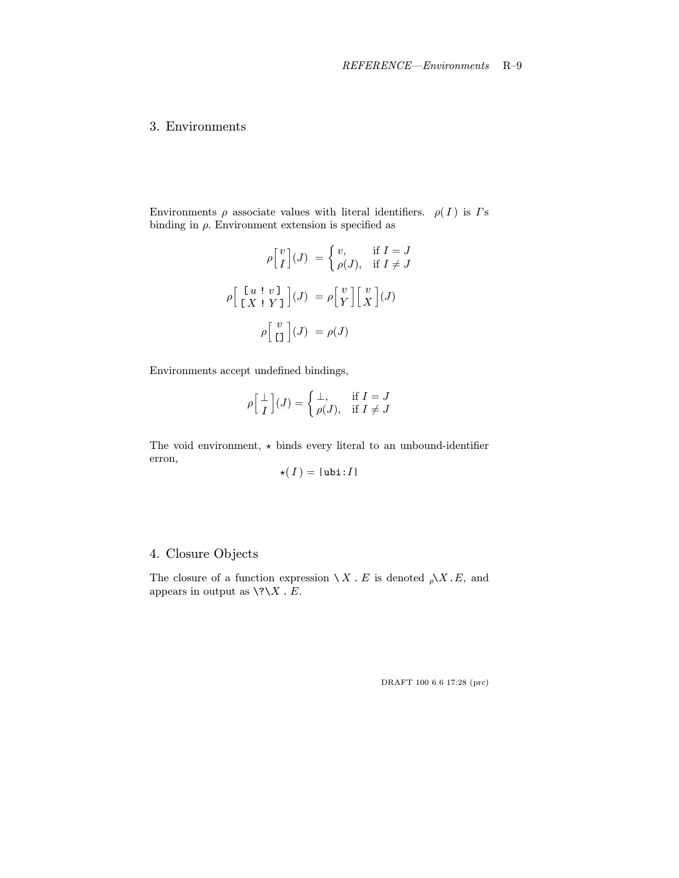## 3. Environments

Environments $\rho$ associate values with literal identifiers. $\rho(I)$ is $I$'s binding in $\rho$. Environment extension is specified as

$$\rho\Big[\begin{smallmatrix} v \\ I \end{smallmatrix}\Big](J) \;= \begin{cases} v, & \text{if } I = J \\ \rho(J), & \text{if } I \neq J \end{cases}$$

$$\rho\Big[\begin{smallmatrix} \texttt{[}\, u \;\texttt{!}\; v\, \texttt{]} \\ \texttt{[}\, X \;\texttt{!}\; Y\, \texttt{]} \end{smallmatrix}\Big](J) \;= \rho\Big[\begin{smallmatrix} v \\ Y \end{smallmatrix}\Big]\Big[\begin{smallmatrix} v \\ X \end{smallmatrix}\Big](J)$$

$$\rho\Big[\begin{smallmatrix} v \\ \texttt{[]} \end{smallmatrix}\Big](J) \;= \rho(J)$$

Environments accept undefined bindings,

$$\rho\Big[\begin{smallmatrix} \perp \\ I \end{smallmatrix}\Big](J) = \begin{cases} \perp, & \text{if } I = J \\ \rho(J), & \text{if } I \neq J \end{cases}$$

The void environment, $\star$ binds every literal to an unbound-identifier erron,

$$\star(I) = \texttt{|ubi:}I\texttt{|}$$

## 4. Closure Objects

The closure of a function expression $\backslash\, X \;.\; E$ is denoted ${}_\rho\backslash X \,.\, E$, and appears in output as $\backslash\texttt{?}\backslash X \;.\; E$.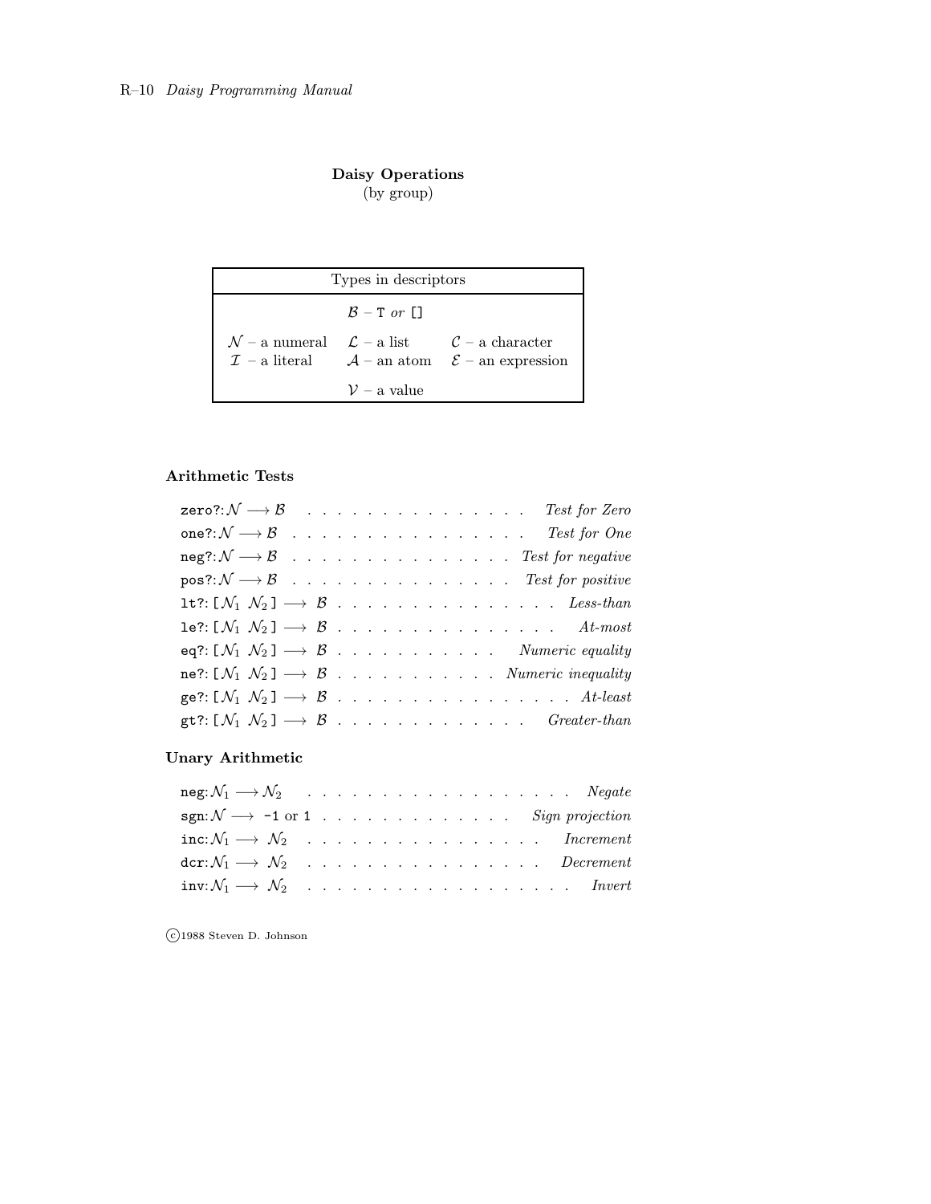## Daisy Operations
(by group)

| Types in descriptors | | |
|---|---|---|
| | $\mathcal{B}$ – T *or* [] | |
| $\mathcal{N}$ – a numeral | $\mathcal{L}$ – a list | $\mathcal{C}$ – a character |
| $\mathcal{I}$ – a literal | $\mathcal{A}$ – an atom | $\mathcal{E}$ – an expression |
| | $\mathcal{V}$ – a value | |

### Arithmetic Tests

`zero?`: $\mathcal{N} \longrightarrow \mathcal{B}$ . . . . . . . . . . . . . . . . *Test for Zero*

`one?`: $\mathcal{N} \longrightarrow \mathcal{B}$ . . . . . . . . . . . . . . . . *Test for One*

`neg?`: $\mathcal{N} \longrightarrow \mathcal{B}$ . . . . . . . . . . . . . . . . *Test for negative*

`pos?`: $\mathcal{N} \longrightarrow \mathcal{B}$ . . . . . . . . . . . . . . . . *Test for positive*

`lt?`: [ $\mathcal{N}_1$ $\mathcal{N}_2$ ] $\longrightarrow$ $\mathcal{B}$ . . . . . . . . . . . . . . . . *Less-than*

`le?`: [ $\mathcal{N}_1$ $\mathcal{N}_2$ ] $\longrightarrow$ $\mathcal{B}$ . . . . . . . . . . . . . . . . *At-most*

`eq?`: [ $\mathcal{N}_1$ $\mathcal{N}_2$ ] $\longrightarrow$ $\mathcal{B}$ . . . . . . . . . . . . *Numeric equality*

`ne?`: [ $\mathcal{N}_1$ $\mathcal{N}_2$ ] $\longrightarrow$ $\mathcal{B}$ . . . . . . . . . . . . *Numeric inequality*

`ge?`: [ $\mathcal{N}_1$ $\mathcal{N}_2$ ] $\longrightarrow$ $\mathcal{B}$ . . . . . . . . . . . . . . . . . *At-least*

`gt?`: [ $\mathcal{N}_1$ $\mathcal{N}_2$ ] $\longrightarrow$ $\mathcal{B}$ . . . . . . . . . . . . . . *Greater-than*

### Unary Arithmetic

`neg`: $\mathcal{N}_1 \longrightarrow \mathcal{N}_2$ . . . . . . . . . . . . . . . . . . *Negate*

`sgn`: $\mathcal{N} \longrightarrow$ `-1` or `1` . . . . . . . . . . . . . . *Sign projection*

`inc`: $\mathcal{N}_1 \longrightarrow \mathcal{N}_2$ . . . . . . . . . . . . . . . . . *Increment*

`dcr`: $\mathcal{N}_1 \longrightarrow \mathcal{N}_2$ . . . . . . . . . . . . . . . . . *Decrement*

`inv`: $\mathcal{N}_1 \longrightarrow \mathcal{N}_2$ . . . . . . . . . . . . . . . . . . *Invert*

©1988 Steven D. Johnson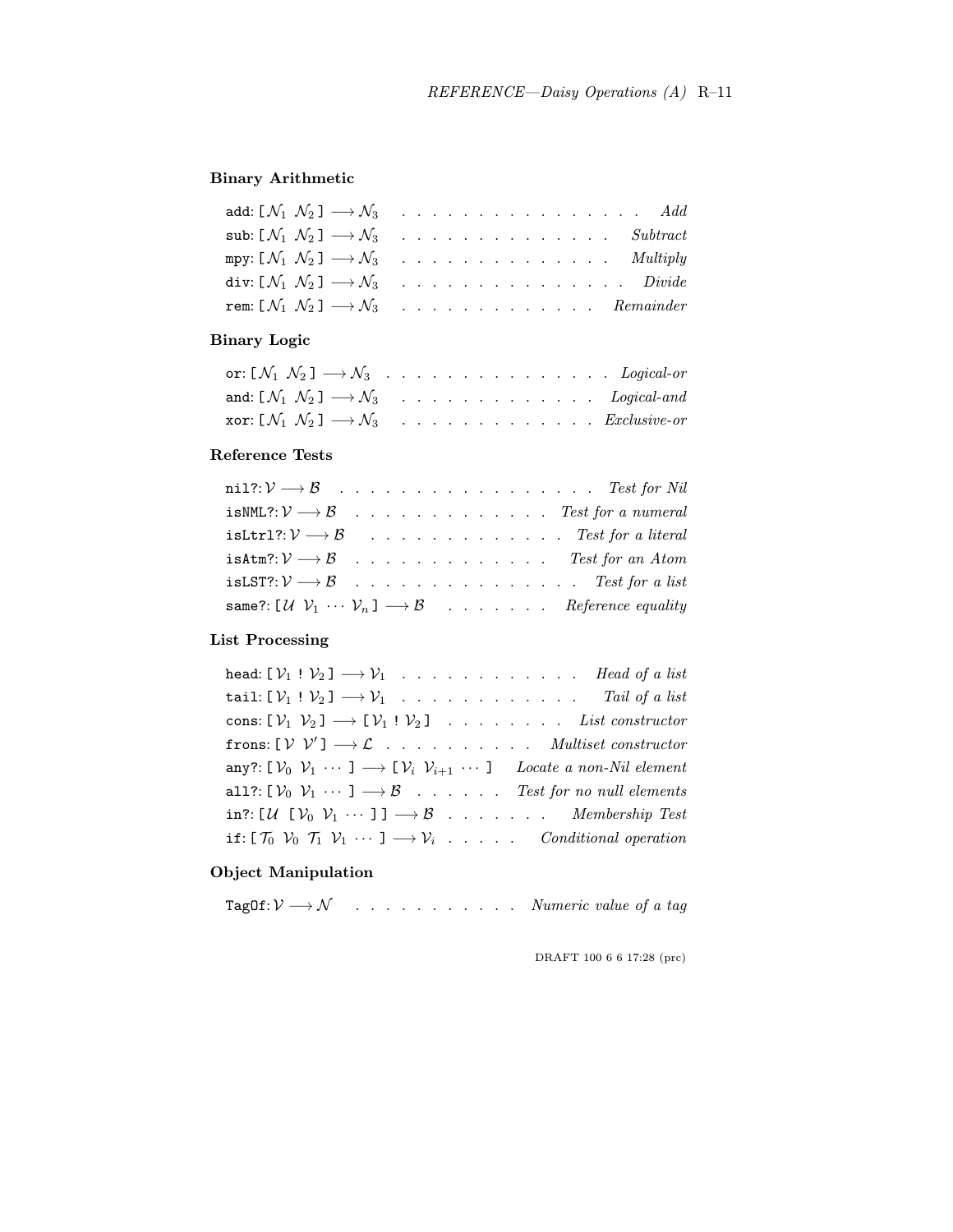### Binary Arithmetic

`add`: [ $\mathcal{N}_1$ $\mathcal{N}_2$ ] $\longrightarrow \mathcal{N}_3$ . . . . . . . . . . . . . . . . *Add*

`sub`: [ $\mathcal{N}_1$ $\mathcal{N}_2$ ] $\longrightarrow \mathcal{N}_3$ . . . . . . . . . . . . . . *Subtract*

`mpy`: [ $\mathcal{N}_1$ $\mathcal{N}_2$ ] $\longrightarrow \mathcal{N}_3$ . . . . . . . . . . . . . . *Multiply*

`div`: [ $\mathcal{N}_1$ $\mathcal{N}_2$ ] $\longrightarrow \mathcal{N}_3$ . . . . . . . . . . . . . . . *Divide*

`rem`: [ $\mathcal{N}_1$ $\mathcal{N}_2$ ] $\longrightarrow \mathcal{N}_3$ . . . . . . . . . . . . . *Remainder*

### Binary Logic

`or`: [ $\mathcal{N}_1$ $\mathcal{N}_2$ ] $\longrightarrow \mathcal{N}_3$ . . . . . . . . . . . . . . . *Logical-or*

`and`: [ $\mathcal{N}_1$ $\mathcal{N}_2$ ] $\longrightarrow \mathcal{N}_3$ . . . . . . . . . . . . . *Logical-and*

`xor`: [ $\mathcal{N}_1$ $\mathcal{N}_2$ ] $\longrightarrow \mathcal{N}_3$ . . . . . . . . . . . . . *Exclusive-or*

### Reference Tests

`nil?`: $\mathcal{V} \longrightarrow \mathcal{B}$ . . . . . . . . . . . . . . . . . . *Test for Nil*

`isNML?`: $\mathcal{V} \longrightarrow \mathcal{B}$ . . . . . . . . . . . . . . *Test for a numeral*

`isLtrl?`: $\mathcal{V} \longrightarrow \mathcal{B}$ . . . . . . . . . . . . . . *Test for a literal*

`isAtm?`: $\mathcal{V} \longrightarrow \mathcal{B}$ . . . . . . . . . . . . . . *Test for an Atom*

`isLST?`: $\mathcal{V} \longrightarrow \mathcal{B}$ . . . . . . . . . . . . . . . . *Test for a list*

`same?`: [ $\mathcal{U}$ $\mathcal{V}_1$ $\cdots$ $\mathcal{V}_n$ ] $\longrightarrow \mathcal{B}$ . . . . . . . . *Reference equality*

### List Processing

`head`: [ $\mathcal{V}_1$ ! $\mathcal{V}_2$ ] $\longrightarrow \mathcal{V}_1$ . . . . . . . . . . . . . *Head of a list*

`tail`: [ $\mathcal{V}_1$ ! $\mathcal{V}_2$ ] $\longrightarrow \mathcal{V}_1$ . . . . . . . . . . . . . *Tail of a list*

`cons`: [ $\mathcal{V}_1$ $\mathcal{V}_2$ ] $\longrightarrow$ [ $\mathcal{V}_1$ ! $\mathcal{V}_2$ ] . . . . . . . . . *List constructor*

`frons`: [ $\mathcal{V}$ $\mathcal{V}'$ ] $\longrightarrow \mathcal{L}$ . . . . . . . . . . . *Multiset constructor*

`any?`: [ $\mathcal{V}_0$ $\mathcal{V}_1$ $\cdots$ ] $\longrightarrow$ [ $\mathcal{V}_i$ $\mathcal{V}_{i+1}$ $\cdots$ ] *Locate a non-Nil element*

`all?`: [ $\mathcal{V}_0$ $\mathcal{V}_1$ $\cdots$ ] $\longrightarrow \mathcal{B}$ . . . . . . . *Test for no null elements*

`in?`: [ $\mathcal{U}$ [ $\mathcal{V}_0$ $\mathcal{V}_1$ $\cdots$ ] ] $\longrightarrow \mathcal{B}$ . . . . . . . . *Membership Test*

`if`: [ $\mathcal{T}_0$ $\mathcal{V}_0$ $\mathcal{T}_1$ $\mathcal{V}_1$ $\cdots$ ] $\longrightarrow \mathcal{V}_i$ . . . . . . *Conditional operation*

### Object Manipulation

`TagOf`: $\mathcal{V} \longrightarrow \mathcal{N}$ . . . . . . . . . . . . *Numeric value of a tag*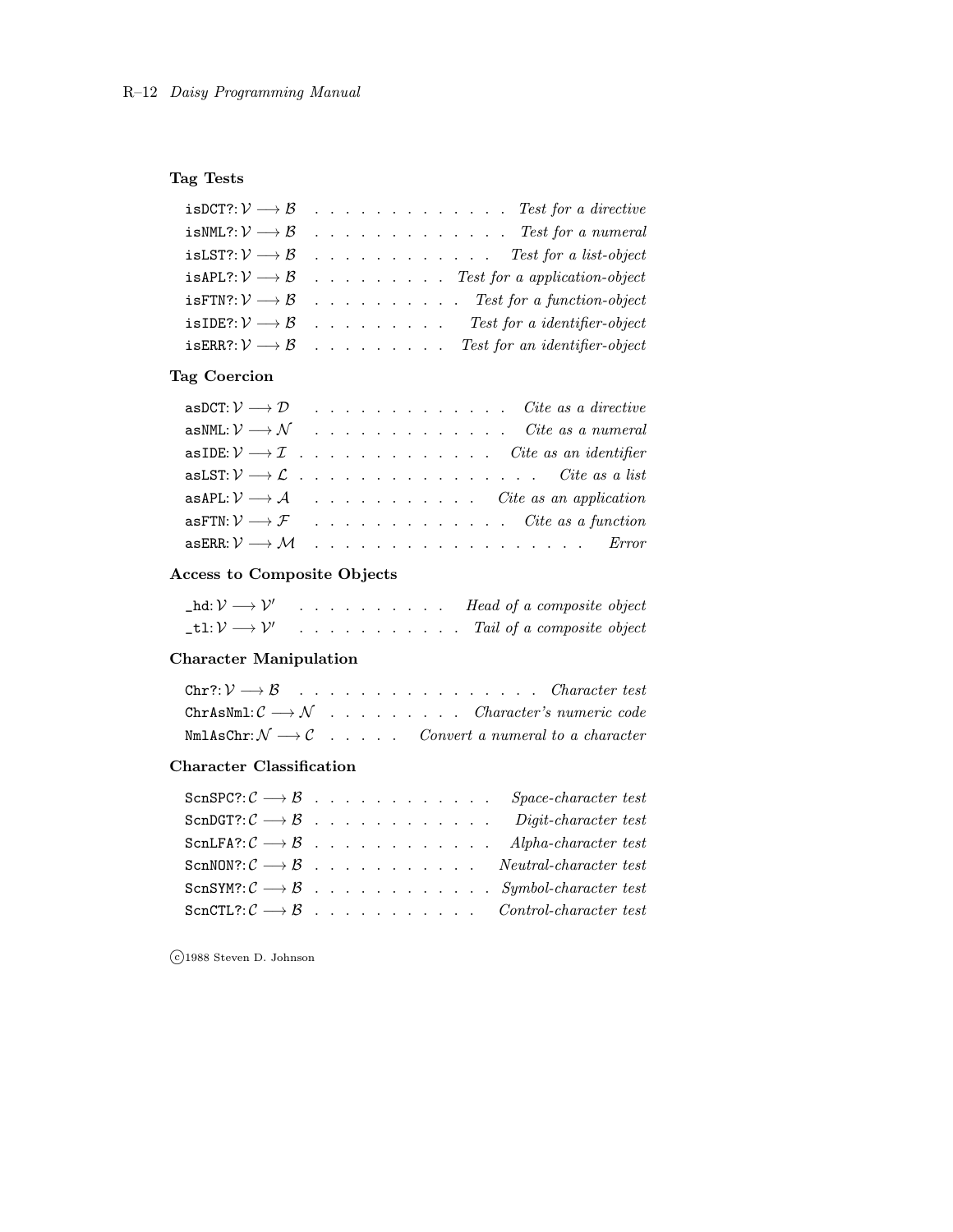### Tag Tests

isDCT?: $\mathcal{V} \longrightarrow \mathcal{B}$ . . . . . . . . . . . . . *Test for a directive*

isNML?: $\mathcal{V} \longrightarrow \mathcal{B}$ . . . . . . . . . . . . . *Test for a numeral*

isLST?: $\mathcal{V} \longrightarrow \mathcal{B}$ . . . . . . . . . . . . *Test for a list-object*

isAPL?: $\mathcal{V} \longrightarrow \mathcal{B}$ . . . . . . . . . *Test for a application-object*

isFTN?: $\mathcal{V} \longrightarrow \mathcal{B}$ . . . . . . . . . . *Test for a function-object*

isIDE?: $\mathcal{V} \longrightarrow \mathcal{B}$ . . . . . . . . . *Test for a identifier-object*

isERR?: $\mathcal{V} \longrightarrow \mathcal{B}$ . . . . . . . . . *Test for an identifier-object*

### Tag Coercion

asDCT: $\mathcal{V} \longrightarrow \mathcal{D}$ . . . . . . . . . . . . . *Cite as a directive*

asNML: $\mathcal{V} \longrightarrow \mathcal{N}$ . . . . . . . . . . . . . *Cite as a numeral*

asIDE: $\mathcal{V} \longrightarrow \mathcal{I}$ . . . . . . . . . . . . . *Cite as an identifier*

asLST: $\mathcal{V} \longrightarrow \mathcal{L}$ . . . . . . . . . . . . . . . . *Cite as a list*

asAPL: $\mathcal{V} \longrightarrow \mathcal{A}$ . . . . . . . . . . . *Cite as an application*

asFTN: $\mathcal{V} \longrightarrow \mathcal{F}$ . . . . . . . . . . . . . *Cite as a function*

asERR: $\mathcal{V} \longrightarrow \mathcal{M}$ . . . . . . . . . . . . . . . . . . *Error*

### Access to Composite Objects

_hd: $\mathcal{V} \longrightarrow \mathcal{V}'$ . . . . . . . . . . *Head of a composite object*

_tl: $\mathcal{V} \longrightarrow \mathcal{V}'$ . . . . . . . . . . . *Tail of a composite object*

### Character Manipulation

Chr?: $\mathcal{V} \longrightarrow \mathcal{B}$ . . . . . . . . . . . . . . . . *Character test*

ChrAsNml: $\mathcal{C} \longrightarrow \mathcal{N}$ . . . . . . . . . . *Character's numeric code*

NmlAsChr: $\mathcal{N} \longrightarrow \mathcal{C}$ . . . . . *Convert a numeral to a character*

### Character Classification

ScnSPC?: $\mathcal{C} \longrightarrow \mathcal{B}$ . . . . . . . . . . . . *Space-character test*

ScnDGT?: $\mathcal{C} \longrightarrow \mathcal{B}$ . . . . . . . . . . . . *Digit-character test*

ScnLFA?: $\mathcal{C} \longrightarrow \mathcal{B}$ . . . . . . . . . . . . *Alpha-character test*

ScnNON?: $\mathcal{C} \longrightarrow \mathcal{B}$ . . . . . . . . . . . *Neutral-character test*

ScnSYM?: $\mathcal{C} \longrightarrow \mathcal{B}$ . . . . . . . . . . . . *Symbol-character test*

ScnCTL?: $\mathcal{C} \longrightarrow \mathcal{B}$ . . . . . . . . . . . *Control-character test*

©1988 Steven D. Johnson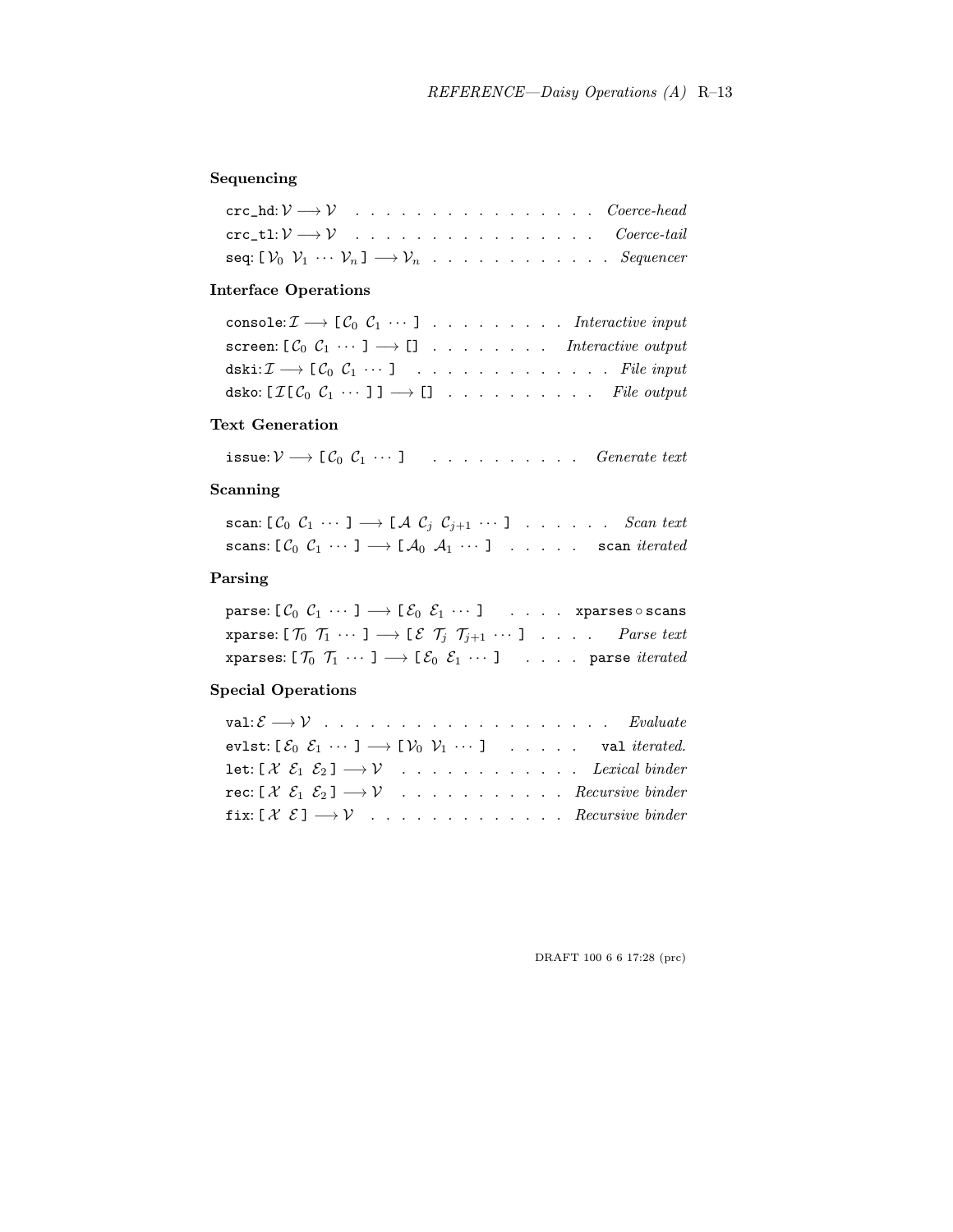### Sequencing

`crc_hd`: $\mathcal{V} \longrightarrow \mathcal{V}$ . . . . . . . . . . . . . . . . *Coerce-head*
`crc_tl`: $\mathcal{V} \longrightarrow \mathcal{V}$ . . . . . . . . . . . . . . . . *Coerce-tail*
`seq`: `[` $\mathcal{V}_0 \ \mathcal{V}_1 \ \cdots \ \mathcal{V}_n$ `]` $\longrightarrow \mathcal{V}_n$ . . . . . . . . . . . . *Sequencer*

### Interface Operations

`console`: $\mathcal{I} \longrightarrow$ `[` $\mathcal{C}_0 \ \mathcal{C}_1 \ \cdots$ `]` . . . . . . . . . . *Interactive input*
`screen`: `[` $\mathcal{C}_0 \ \mathcal{C}_1 \ \cdots$ `]` $\longrightarrow$ `[]` . . . . . . . . *Interactive output*
`dski`: $\mathcal{I} \longrightarrow$ `[` $\mathcal{C}_0 \ \mathcal{C}_1 \ \cdots$ `]` . . . . . . . . . . . . . *File input*
`dsko`: `[` $\mathcal{I}$ `[` $\mathcal{C}_0 \ \mathcal{C}_1 \ \cdots$ `]]` $\longrightarrow$ `[]` . . . . . . . . . . *File output*

### Text Generation

`issue`: $\mathcal{V} \longrightarrow$ `[` $\mathcal{C}_0 \ \mathcal{C}_1 \ \cdots$ `]` . . . . . . . . . . *Generate text*

### Scanning

`scan`: `[` $\mathcal{C}_0 \ \mathcal{C}_1 \ \cdots$ `]` $\longrightarrow$ `[` $\mathcal{A} \ \mathcal{C}_j \ \mathcal{C}_{j+1} \ \cdots$ `]` . . . . . . *Scan text*
`scans`: `[` $\mathcal{C}_0 \ \mathcal{C}_1 \ \cdots$ `]` $\longrightarrow$ `[` $\mathcal{A}_0 \ \mathcal{A}_1 \ \cdots$ `]` . . . . . `scan` *iterated*

### Parsing

`parse`: `[` $\mathcal{C}_0 \ \mathcal{C}_1 \ \cdots$ `]` $\longrightarrow$ `[` $\mathcal{E}_0 \ \mathcal{E}_1 \ \cdots$ `]` . . . . `xparses` $\circ$ `scans`
`xparse`: `[` $\mathcal{T}_0 \ \mathcal{T}_1 \ \cdots$ `]` $\longrightarrow$ `[` $\mathcal{E} \ \mathcal{T}_j \ \mathcal{T}_{j+1} \ \cdots$ `]` . . . . *Parse text*
`xparses`: `[` $\mathcal{T}_0 \ \mathcal{T}_1 \ \cdots$ `]` $\longrightarrow$ `[` $\mathcal{E}_0 \ \mathcal{E}_1 \ \cdots$ `]` . . . . `parse` *iterated*

### Special Operations

`val`: $\mathcal{E} \longrightarrow \mathcal{V}$ . . . . . . . . . . . . . . . . . . . . *Evaluate*
`evlst`: `[` $\mathcal{E}_0 \ \mathcal{E}_1 \ \cdots$ `]` $\longrightarrow$ `[` $\mathcal{V}_0 \ \mathcal{V}_1 \ \cdots$ `]` . . . . . `val` *iterated.*
`let`: `[` $\mathcal{X} \ \mathcal{E}_1 \ \mathcal{E}_2$ `]` $\longrightarrow \mathcal{V}$ . . . . . . . . . . . . *Lexical binder*
`rec`: `[` $\mathcal{X} \ \mathcal{E}_1 \ \mathcal{E}_2$ `]` $\longrightarrow \mathcal{V}$ . . . . . . . . . . . *Recursive binder*
`fix`: `[` $\mathcal{X} \ \mathcal{E}$ `]` $\longrightarrow \mathcal{V}$ . . . . . . . . . . . . . *Recursive binder*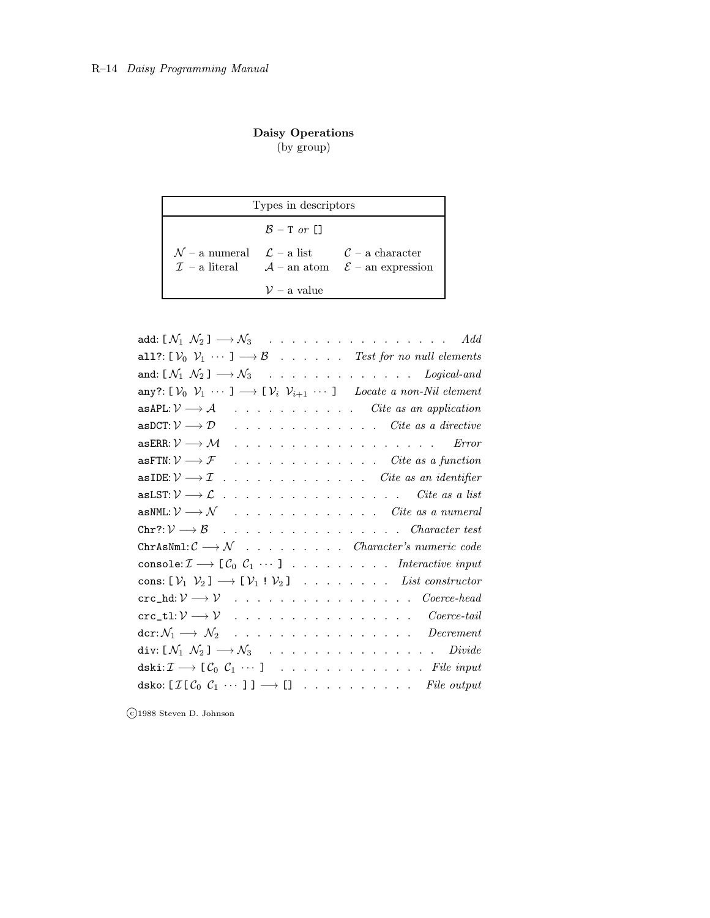**Daisy Operations**
(by group)

| Types in descriptors | | |
|---|---|---|
| | $\mathcal{B}$ – `T` *or* `[]` | |
| $\mathcal{N}$ – a numeral | $\mathcal{L}$ – a list | $\mathcal{C}$ – a character |
| $\mathcal{I}$ – a literal | $\mathcal{A}$ – an atom | $\mathcal{E}$ – an expression |
| | $\mathcal{V}$ – a value | |

| | |
|---|---|
| `add`: `[` $\mathcal{N}_1$ $\mathcal{N}_2$ `]` $\longrightarrow \mathcal{N}_3$ | *Add* |
| `all?`: `[` $\mathcal{V}_0$ $\mathcal{V}_1$ $\cdots$ `]` $\longrightarrow \mathcal{B}$ | *Test for no null elements* |
| `and`: `[` $\mathcal{N}_1$ $\mathcal{N}_2$ `]` $\longrightarrow \mathcal{N}_3$ | *Logical-and* |
| `any?`: `[` $\mathcal{V}_0$ $\mathcal{V}_1$ $\cdots$ `]` $\longrightarrow$ `[` $\mathcal{V}_i$ $\mathcal{V}_{i+1}$ $\cdots$ `]` | *Locate a non-Nil element* |
| `asAPL`: $\mathcal{V} \longrightarrow \mathcal{A}$ | *Cite as an application* |
| `asDCT`: $\mathcal{V} \longrightarrow \mathcal{D}$ | *Cite as a directive* |
| `asERR`: $\mathcal{V} \longrightarrow \mathcal{M}$ | *Error* |
| `asFTN`: $\mathcal{V} \longrightarrow \mathcal{F}$ | *Cite as a function* |
| `asIDE`: $\mathcal{V} \longrightarrow \mathcal{I}$ | *Cite as an identifier* |
| `asLST`: $\mathcal{V} \longrightarrow \mathcal{L}$ | *Cite as a list* |
| `asNML`: $\mathcal{V} \longrightarrow \mathcal{N}$ | *Cite as a numeral* |
| `Chr?`: $\mathcal{V} \longrightarrow \mathcal{B}$ | *Character test* |
| `ChrAsNml`: $\mathcal{C} \longrightarrow \mathcal{N}$ | *Character's numeric code* |
| `console`: $\mathcal{I} \longrightarrow$ `[` $\mathcal{C}_0$ $\mathcal{C}_1$ $\cdots$ `]` | *Interactive input* |
| `cons`: `[` $\mathcal{V}_1$ $\mathcal{V}_2$ `]` $\longrightarrow$ `[` $\mathcal{V}_1$ `!` $\mathcal{V}_2$ `]` | *List constructor* |
| `crc_hd`: $\mathcal{V} \longrightarrow \mathcal{V}$ | *Coerce-head* |
| `crc_tl`: $\mathcal{V} \longrightarrow \mathcal{V}$ | *Coerce-tail* |
| `dcr`: $\mathcal{N}_1 \longrightarrow \mathcal{N}_2$ | *Decrement* |
| `div`: `[` $\mathcal{N}_1$ $\mathcal{N}_2$ `]` $\longrightarrow \mathcal{N}_3$ | *Divide* |
| `dski`: $\mathcal{I} \longrightarrow$ `[` $\mathcal{C}_0$ $\mathcal{C}_1$ $\cdots$ `]` | *File input* |
| `dsko`: `[` $\mathcal{I}$ `[` $\mathcal{C}_0$ $\mathcal{C}_1$ $\cdots$ `]` `]` $\longrightarrow$ `[]` | *File output* |

©1988 Steven D. Johnson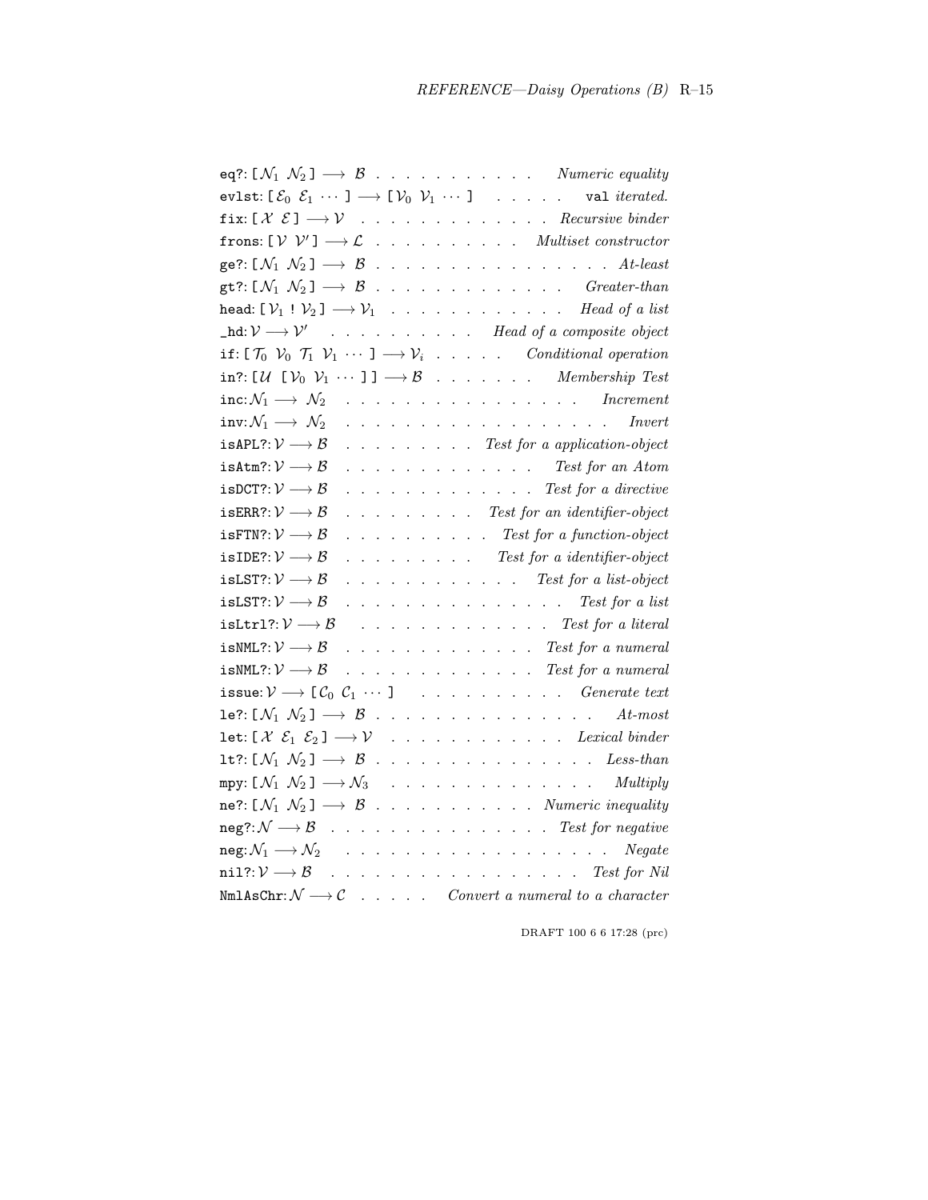`eq?`: $[\, \mathcal{N}_1 \;\; \mathcal{N}_2 \,] \longrightarrow \mathcal{B}$ . . . . . . . . . . . *Numeric equality*

`evlst`: $[\, \mathcal{E}_0 \;\; \mathcal{E}_1 \;\cdots\, ] \longrightarrow [\, \mathcal{V}_0 \;\; \mathcal{V}_1 \;\cdots\, ]$ . . . . . `val` *iterated.*

`fix`: $[\, \mathcal{X} \;\; \mathcal{E} \,] \longrightarrow \mathcal{V}$ . . . . . . . . . . . . . . *Recursive binder*

`frons`: $[\, \mathcal{V} \;\; \mathcal{V}' \,] \longrightarrow \mathcal{L}$ . . . . . . . . . . *Multiset constructor*

`ge?`: $[\, \mathcal{N}_1 \;\; \mathcal{N}_2 \,] \longrightarrow \mathcal{B}$ . . . . . . . . . . . . . . . . *At-least*

`gt?`: $[\, \mathcal{N}_1 \;\; \mathcal{N}_2 \,] \longrightarrow \mathcal{B}$ . . . . . . . . . . . . . *Greater-than*

`head`: $[\, \mathcal{V}_1 \;\, ! \;\, \mathcal{V}_2 \,] \longrightarrow \mathcal{V}_1$ . . . . . . . . . . . . *Head of a list*

`_hd`: $\mathcal{V} \longrightarrow \mathcal{V}'$ . . . . . . . . . . *Head of a composite object*

`if`: $[\, \mathcal{T}_0 \;\; \mathcal{V}_0 \;\; \mathcal{T}_1 \;\; \mathcal{V}_1 \;\cdots\, ] \longrightarrow \mathcal{V}_i$ . . . . . *Conditional operation*

`in?`: $[\, \mathcal{U} \;\; [\, \mathcal{V}_0 \;\; \mathcal{V}_1 \;\cdots\, ]\, ] \longrightarrow \mathcal{B}$ . . . . . . . *Membership Test*

`inc`: $\mathcal{N}_1 \longrightarrow \mathcal{N}_2$ . . . . . . . . . . . . . . . . *Increment*

`inv`: $\mathcal{N}_1 \longrightarrow \mathcal{N}_2$ . . . . . . . . . . . . . . . . . . *Invert*

`isAPL?`: $\mathcal{V} \longrightarrow \mathcal{B}$ . . . . . . . . . *Test for a application-object*

`isAtm?`: $\mathcal{V} \longrightarrow \mathcal{B}$ . . . . . . . . . . . . . *Test for an Atom*

`isDCT?`: $\mathcal{V} \longrightarrow \mathcal{B}$ . . . . . . . . . . . . . *Test for a directive*

`isERR?`: $\mathcal{V} \longrightarrow \mathcal{B}$ . . . . . . . . . *Test for an identifier-object*

`isFTN?`: $\mathcal{V} \longrightarrow \mathcal{B}$ . . . . . . . . . . *Test for a function-object*

`isIDE?`: $\mathcal{V} \longrightarrow \mathcal{B}$ . . . . . . . . . *Test for a identifier-object*

`isLST?`: $\mathcal{V} \longrightarrow \mathcal{B}$ . . . . . . . . . . . . *Test for a list-object*

`isLST?`: $\mathcal{V} \longrightarrow \mathcal{B}$ . . . . . . . . . . . . . . . *Test for a list*

`isLtrl?`: $\mathcal{V} \longrightarrow \mathcal{B}$ . . . . . . . . . . . . . *Test for a literal*

`isNML?`: $\mathcal{V} \longrightarrow \mathcal{B}$ . . . . . . . . . . . . . *Test for a numeral*

`isNML?`: $\mathcal{V} \longrightarrow \mathcal{B}$ . . . . . . . . . . . . . *Test for a numeral*

`issue`: $\mathcal{V} \longrightarrow [\, \mathcal{C}_0 \;\; \mathcal{C}_1 \;\cdots\, ]$ . . . . . . . . . . . *Generate text*

`le?`: $[\, \mathcal{N}_1 \;\; \mathcal{N}_2 \,] \longrightarrow \mathcal{B}$ . . . . . . . . . . . . . . . *At-most*

`let`: $[\, \mathcal{X} \;\; \mathcal{E}_1 \;\; \mathcal{E}_2 \,] \longrightarrow \mathcal{V}$ . . . . . . . . . . . . *Lexical binder*

`lt?`: $[\, \mathcal{N}_1 \;\; \mathcal{N}_2 \,] \longrightarrow \mathcal{B}$ . . . . . . . . . . . . . . . *Less-than*

`mpy`: $[\, \mathcal{N}_1 \;\; \mathcal{N}_2 \,] \longrightarrow \mathcal{N}_3$ . . . . . . . . . . . . . . *Multiply*

`ne?`: $[\, \mathcal{N}_1 \;\; \mathcal{N}_2 \,] \longrightarrow \mathcal{B}$ . . . . . . . . . . . *Numeric inequality*

`neg?`: $\mathcal{N} \longrightarrow \mathcal{B}$ . . . . . . . . . . . . . . . *Test for negative*

`neg`: $\mathcal{N}_1 \longrightarrow \mathcal{N}_2$ . . . . . . . . . . . . . . . . . . *Negate*

`nil?`: $\mathcal{V} \longrightarrow \mathcal{B}$ . . . . . . . . . . . . . . . . . *Test for Nil*

`NmlAsChr`: $\mathcal{N} \longrightarrow \mathcal{C}$ . . . . . *Convert a numeral to a character*

DRAFT 100 6 6 17:28 (prc)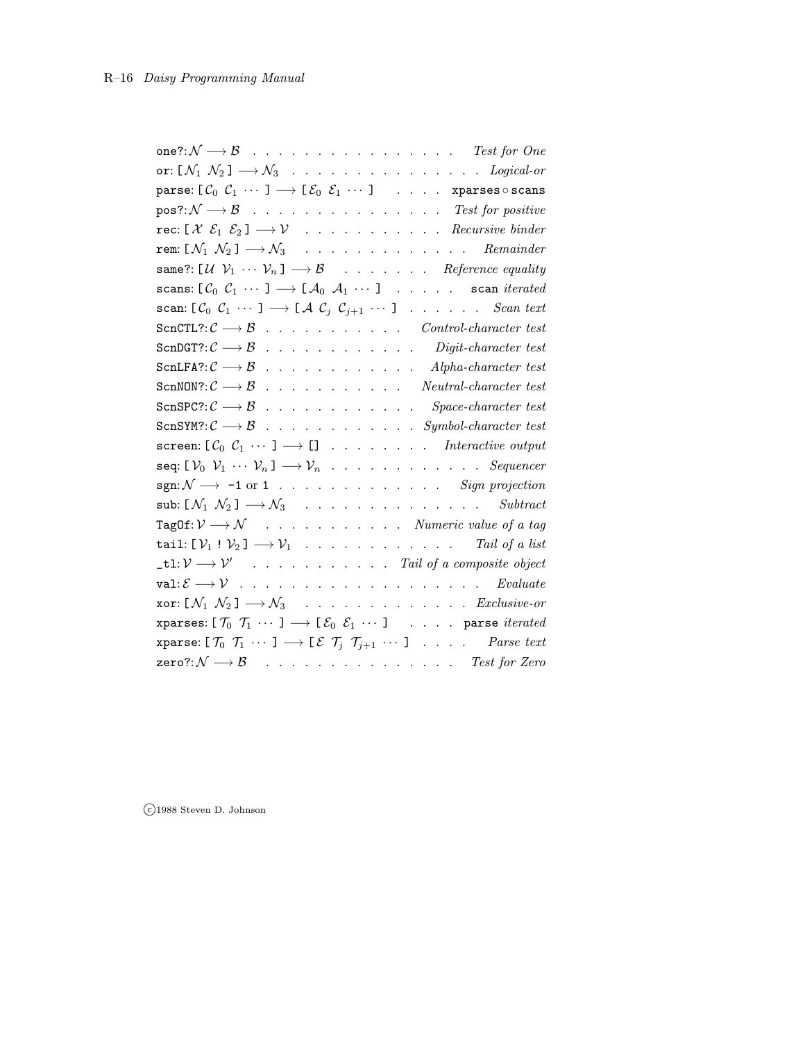one?: $\mathcal{N} \longrightarrow \mathcal{B}$ . . . . . . . . . . . . . . . . . *Test for One*

or: [ $\mathcal{N}_1$ $\mathcal{N}_2$ ] $\longrightarrow \mathcal{N}_3$ . . . . . . . . . . . . . . . . *Logical-or*

parse: [ $\mathcal{C}_0$ $\mathcal{C}_1$ $\cdots$ ] $\longrightarrow$ [ $\mathcal{E}_0$ $\mathcal{E}_1$ $\cdots$ ] . . . . xparses $\circ$ scans

pos?: $\mathcal{N} \longrightarrow \mathcal{B}$ . . . . . . . . . . . . . . . . . *Test for positive*

rec: [ $\mathcal{X}$ $\mathcal{E}_1$ $\mathcal{E}_2$ ] $\longrightarrow \mathcal{V}$ . . . . . . . . . . . . *Recursive binder*

rem: [ $\mathcal{N}_1$ $\mathcal{N}_2$ ] $\longrightarrow \mathcal{N}_3$ . . . . . . . . . . . . . . *Remainder*

same?: [ $\mathcal{U}$ $\mathcal{V}_1$ $\cdots$ $\mathcal{V}_n$ ] $\longrightarrow \mathcal{B}$ . . . . . . . . *Reference equality*

scans: [ $\mathcal{C}_0$ $\mathcal{C}_1$ $\cdots$ ] $\longrightarrow$ [ $\mathcal{A}_0$ $\mathcal{A}_1$ $\cdots$ ] . . . . . scan *iterated*

scan: [ $\mathcal{C}_0$ $\mathcal{C}_1$ $\cdots$ ] $\longrightarrow$ [ $\mathcal{A}$ $\mathcal{C}_j$ $\mathcal{C}_{j+1}$ $\cdots$ ] . . . . . . *Scan text*

ScnCTL?: $\mathcal{C} \longrightarrow \mathcal{B}$ . . . . . . . . . . . . *Control-character test*

ScnDGT?: $\mathcal{C} \longrightarrow \mathcal{B}$ . . . . . . . . . . . . *Digit-character test*

ScnLFA?: $\mathcal{C} \longrightarrow \mathcal{B}$ . . . . . . . . . . . . *Alpha-character test*

ScnNON?: $\mathcal{C} \longrightarrow \mathcal{B}$ . . . . . . . . . . . . *Neutral-character test*

ScnSPC?: $\mathcal{C} \longrightarrow \mathcal{B}$ . . . . . . . . . . . . *Space-character test*

ScnSYM?: $\mathcal{C} \longrightarrow \mathcal{B}$ . . . . . . . . . . . . *Symbol-character test*

screen: [ $\mathcal{C}_0$ $\mathcal{C}_1$ $\cdots$ ] $\longrightarrow$ [] . . . . . . . . . *Interactive output*

seq: [ $\mathcal{V}_0$ $\mathcal{V}_1$ $\cdots$ $\mathcal{V}_n$ ] $\longrightarrow \mathcal{V}_n$ . . . . . . . . . . . . . *Sequencer*

sgn: $\mathcal{N} \longrightarrow$ -1 or 1 . . . . . . . . . . . . . *Sign projection*

sub: [ $\mathcal{N}_1$ $\mathcal{N}_2$ ] $\longrightarrow \mathcal{N}_3$ . . . . . . . . . . . . . . . *Subtract*

TagOf: $\mathcal{V} \longrightarrow \mathcal{N}$ . . . . . . . . . . . . *Numeric value of a tag*

tail: [ $\mathcal{V}_1$ ! $\mathcal{V}_2$ ] $\longrightarrow \mathcal{V}_1$ . . . . . . . . . . . . . *Tail of a list*

_tl: $\mathcal{V} \longrightarrow \mathcal{V}'$ . . . . . . . . . . . *Tail of a composite object*

val: $\mathcal{E} \longrightarrow \mathcal{V}$ . . . . . . . . . . . . . . . . . . . *Evaluate*

xor: [ $\mathcal{N}_1$ $\mathcal{N}_2$ ] $\longrightarrow \mathcal{N}_3$ . . . . . . . . . . . . . . *Exclusive-or*

xparses: [ $\mathcal{T}_0$ $\mathcal{T}_1$ $\cdots$ ] $\longrightarrow$ [ $\mathcal{E}_0$ $\mathcal{E}_1$ $\cdots$ ] . . . . parse *iterated*

xparse: [ $\mathcal{T}_0$ $\mathcal{T}_1$ $\cdots$ ] $\longrightarrow$ [ $\mathcal{E}$ $\mathcal{T}_j$ $\mathcal{T}_{j+1}$ $\cdots$ ] . . . . *Parse text*

zero?: $\mathcal{N} \longrightarrow \mathcal{B}$ . . . . . . . . . . . . . . . *Test for Zero*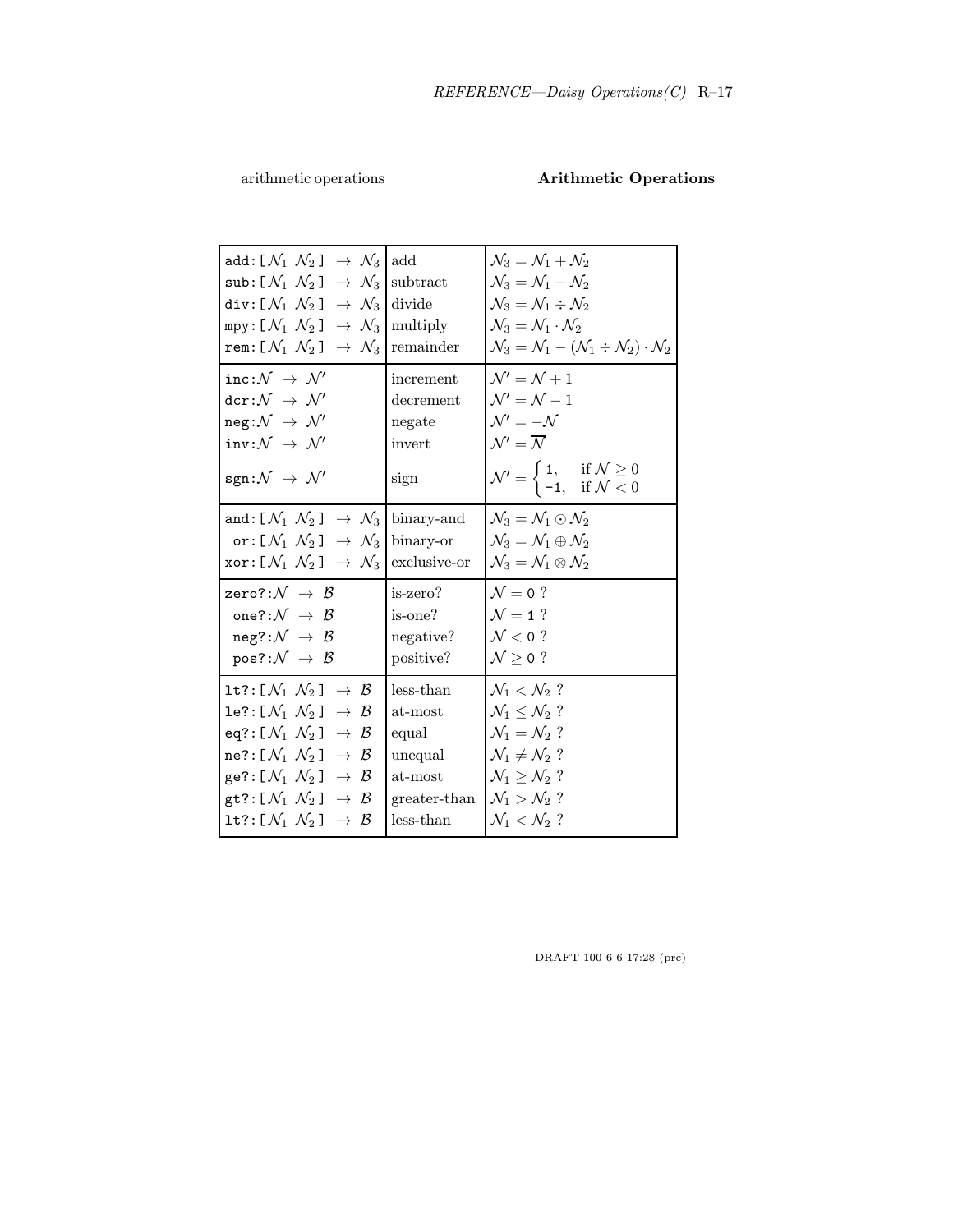arithmetic operations **Arithmetic Operations**

| | | |
|---|---|---|
| `add:[` $\mathcal{N}_1$ $\mathcal{N}_2$ `]` $\rightarrow$ $\mathcal{N}_3$ | add | $\mathcal{N}_3 = \mathcal{N}_1 + \mathcal{N}_2$ |
| `sub:[` $\mathcal{N}_1$ $\mathcal{N}_2$ `]` $\rightarrow$ $\mathcal{N}_3$ | subtract | $\mathcal{N}_3 = \mathcal{N}_1 - \mathcal{N}_2$ |
| `div:[` $\mathcal{N}_1$ $\mathcal{N}_2$ `]` $\rightarrow$ $\mathcal{N}_3$ | divide | $\mathcal{N}_3 = \mathcal{N}_1 \div \mathcal{N}_2$ |
| `mpy:[` $\mathcal{N}_1$ $\mathcal{N}_2$ `]` $\rightarrow$ $\mathcal{N}_3$ | multiply | $\mathcal{N}_3 = \mathcal{N}_1 \cdot \mathcal{N}_2$ |
| `rem:[` $\mathcal{N}_1$ $\mathcal{N}_2$ `]` $\rightarrow$ $\mathcal{N}_3$ | remainder | $\mathcal{N}_3 = \mathcal{N}_1 - (\mathcal{N}_1 \div \mathcal{N}_2) \cdot \mathcal{N}_2$ |
| `inc:` $\mathcal{N} \rightarrow \mathcal{N}'$ | increment | $\mathcal{N}' = \mathcal{N} + 1$ |
| `dcr:` $\mathcal{N} \rightarrow \mathcal{N}'$ | decrement | $\mathcal{N}' = \mathcal{N} - 1$ |
| `neg:` $\mathcal{N} \rightarrow \mathcal{N}'$ | negate | $\mathcal{N}' = -\mathcal{N}$ |
| `inv:` $\mathcal{N} \rightarrow \mathcal{N}'$ | invert | $\mathcal{N}' = \overline{\mathcal{N}}$ |
| `sgn:` $\mathcal{N} \rightarrow \mathcal{N}'$ | sign | $\mathcal{N}' = \begin{cases} \texttt{1}, & \text{if } \mathcal{N} \geq 0 \\ \texttt{-1}, & \text{if } \mathcal{N} < 0 \end{cases}$ |
| `and:[` $\mathcal{N}_1$ $\mathcal{N}_2$ `]` $\rightarrow$ $\mathcal{N}_3$ | binary-and | $\mathcal{N}_3 = \mathcal{N}_1 \odot \mathcal{N}_2$ |
| `or:[` $\mathcal{N}_1$ $\mathcal{N}_2$ `]` $\rightarrow$ $\mathcal{N}_3$ | binary-or | $\mathcal{N}_3 = \mathcal{N}_1 \oplus \mathcal{N}_2$ |
| `xor:[` $\mathcal{N}_1$ $\mathcal{N}_2$ `]` $\rightarrow$ $\mathcal{N}_3$ | exclusive-or | $\mathcal{N}_3 = \mathcal{N}_1 \otimes \mathcal{N}_2$ |
| `zero?:` $\mathcal{N} \rightarrow \mathcal{B}$ | is-zero? | $\mathcal{N} = \texttt{0}$ ? |
| `one?:` $\mathcal{N} \rightarrow \mathcal{B}$ | is-one? | $\mathcal{N} = \texttt{1}$ ? |
| `neg?:` $\mathcal{N} \rightarrow \mathcal{B}$ | negative? | $\mathcal{N} < \texttt{0}$ ? |
| `pos?:` $\mathcal{N} \rightarrow \mathcal{B}$ | positive? | $\mathcal{N} \geq \texttt{0}$ ? |
| `lt?:[` $\mathcal{N}_1$ $\mathcal{N}_2$ `]` $\rightarrow$ $\mathcal{B}$ | less-than | $\mathcal{N}_1 < \mathcal{N}_2$ ? |
| `le?:[` $\mathcal{N}_1$ $\mathcal{N}_2$ `]` $\rightarrow$ $\mathcal{B}$ | at-most | $\mathcal{N}_1 \leq \mathcal{N}_2$ ? |
| `eq?:[` $\mathcal{N}_1$ $\mathcal{N}_2$ `]` $\rightarrow$ $\mathcal{B}$ | equal | $\mathcal{N}_1 = \mathcal{N}_2$ ? |
| `ne?:[` $\mathcal{N}_1$ $\mathcal{N}_2$ `]` $\rightarrow$ $\mathcal{B}$ | unequal | $\mathcal{N}_1 \neq \mathcal{N}_2$ ? |
| `ge?:[` $\mathcal{N}_1$ $\mathcal{N}_2$ `]` $\rightarrow$ $\mathcal{B}$ | at-most | $\mathcal{N}_1 \geq \mathcal{N}_2$ ? |
| `gt?:[` $\mathcal{N}_1$ $\mathcal{N}_2$ `]` $\rightarrow$ $\mathcal{B}$ | greater-than | $\mathcal{N}_1 > \mathcal{N}_2$ ? |
| `lt?:[` $\mathcal{N}_1$ $\mathcal{N}_2$ `]` $\rightarrow$ $\mathcal{B}$ | less-than | $\mathcal{N}_1 < \mathcal{N}_2$ ? |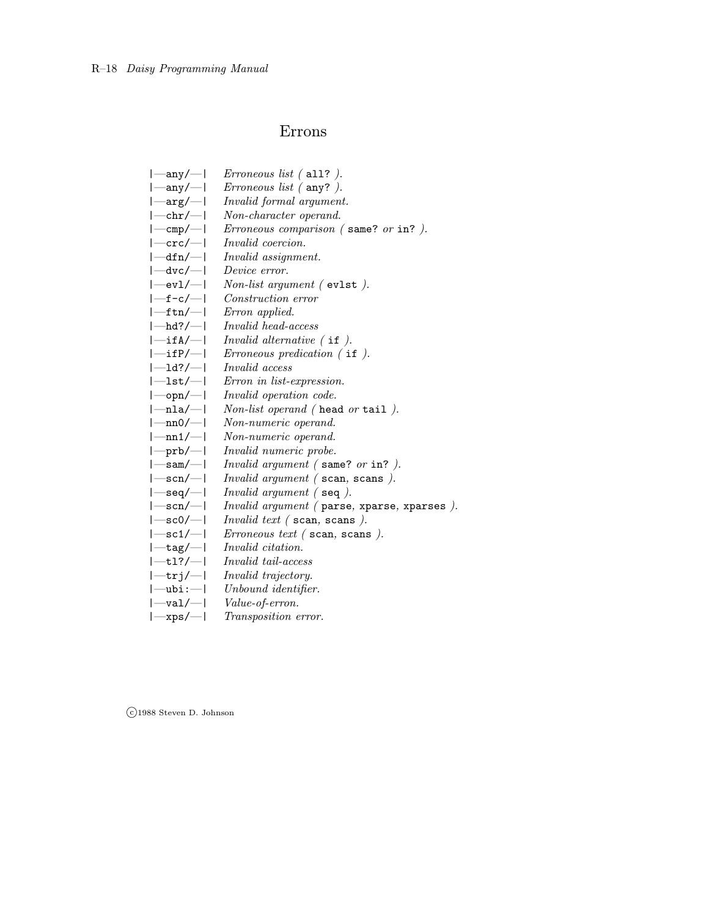# Errons

| | |
|---|---|
| `|—any/—|` | *Erroneous list (* `all?` *).* |
| `|—any/—|` | *Erroneous list (* `any?` *).* |
| `|—arg/—|` | *Invalid formal argument.* |
| `|—chr/—|` | *Non-character operand.* |
| `|—cmp/—|` | *Erroneous comparison (* `same?` *or* `in?` *).* |
| `|—crc/—|` | *Invalid coercion.* |
| `|—dfn/—|` | *Invalid assignment.* |
| `|—dvc/—|` | *Device error.* |
| `|—evl/—|` | *Non-list argument (* `evlst` *).* |
| `|—f-c/—|` | *Construction error* |
| `|—ftn/—|` | *Erron applied.* |
| `|—hd?/—|` | *Invalid head-access* |
| `|—ifA/—|` | *Invalid alternative (* `if` *).* |
| `|—ifP/—|` | *Erroneous predication (* `if` *).* |
| `|—ld?/—|` | *Invalid access* |
| `|—lst/—|` | *Erron in list-expression.* |
| `|—opn/—|` | *Invalid operation code.* |
| `|—nla/—|` | *Non-list operand (* `head` *or* `tail` *).* |
| `|—nn0/—|` | *Non-numeric operand.* |
| `|—nn1/—|` | *Non-numeric operand.* |
| `|—prb/—|` | *Invalid numeric probe.* |
| `|—sam/—|` | *Invalid argument (* `same?` *or* `in?` *).* |
| `|—scn/—|` | *Invalid argument (* `scan`, `scans` *).* |
| `|—seq/—|` | *Invalid argument (* `seq` *).* |
| `|—scn/—|` | *Invalid argument (* `parse`, `xparse`, `xparses` *).* |
| `|—sc0/—|` | *Invalid text (* `scan`, `scans` *).* |
| `|—sc1/—|` | *Erroneous text (* `scan`, `scans` *).* |
| `|—tag/—|` | *Invalid citation.* |
| `|—tl?/—|` | *Invalid tail-access* |
| `|—trj/—|` | *Invalid trajectory.* |
| `|—ubi:—|` | *Unbound identifier.* |
| `|—val/—|` | *Value-of-erron.* |
| `|—xps/—|` | *Transposition error.* |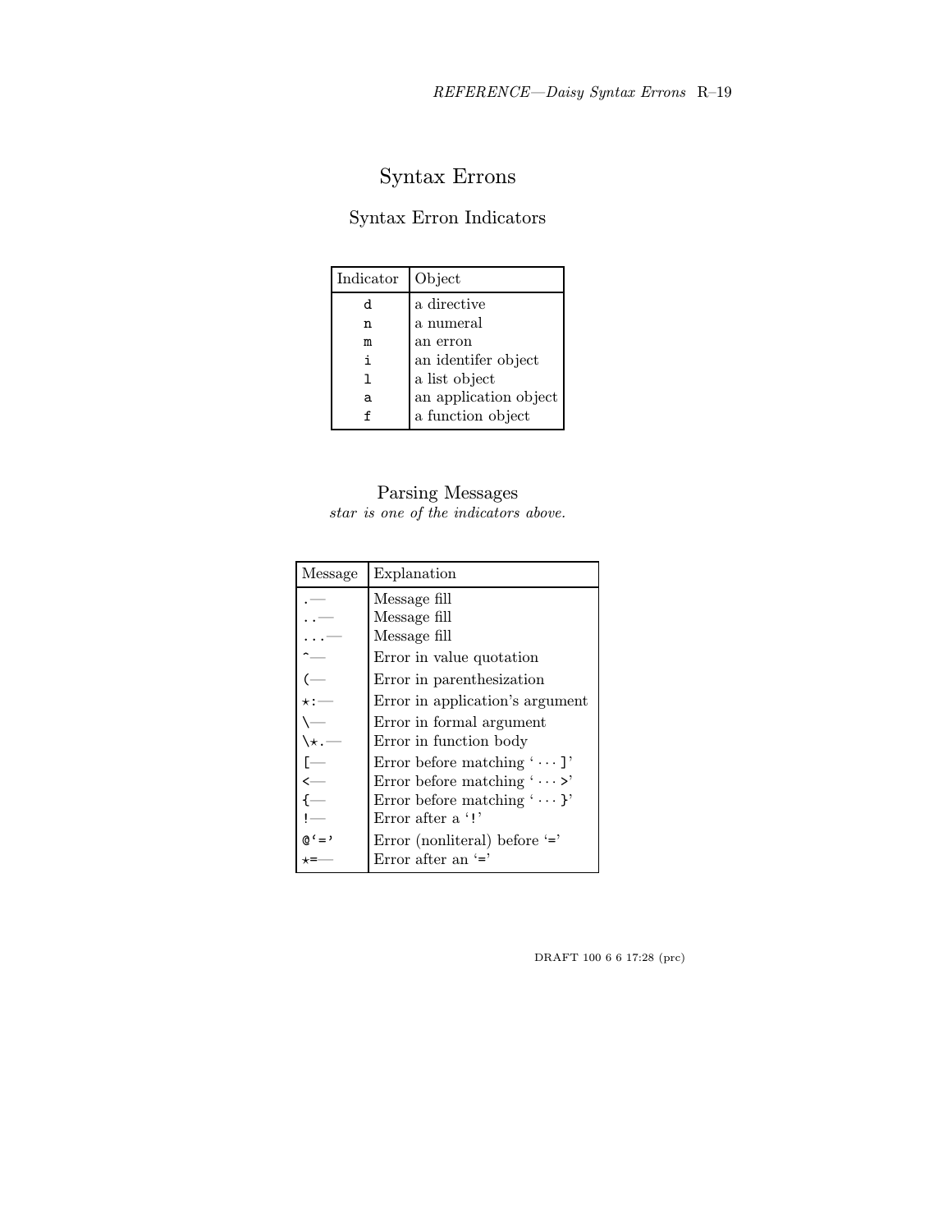# Syntax Errons

## Syntax Erron Indicators

| Indicator | Object |
|---|---|
| d | a directive |
| n | a numeral |
| m | an erron |
| i | an identifer object |
| l | a list object |
| a | an application object |
| f | a function object |

## Parsing Messages

*star is one of the indicators above.*

| Message | Explanation |
|---|---|
| .— | Message fill |
| ..— | Message fill |
| ...— | Message fill |
| ^— | Error in value quotation |
| (— | Error in parenthesization |
| ⋆:— | Error in application's argument |
| \— | Error in formal argument |
| \⋆.— | Error in function body |
| [— | Error before matching '··· ]' |
| <— | Error before matching '··· >' |
| {— | Error before matching '··· }' |
| !— | Error after a '!' |
| @'=' | Error (nonliteral) before '=' |
| ⋆=— | Error after an '=' |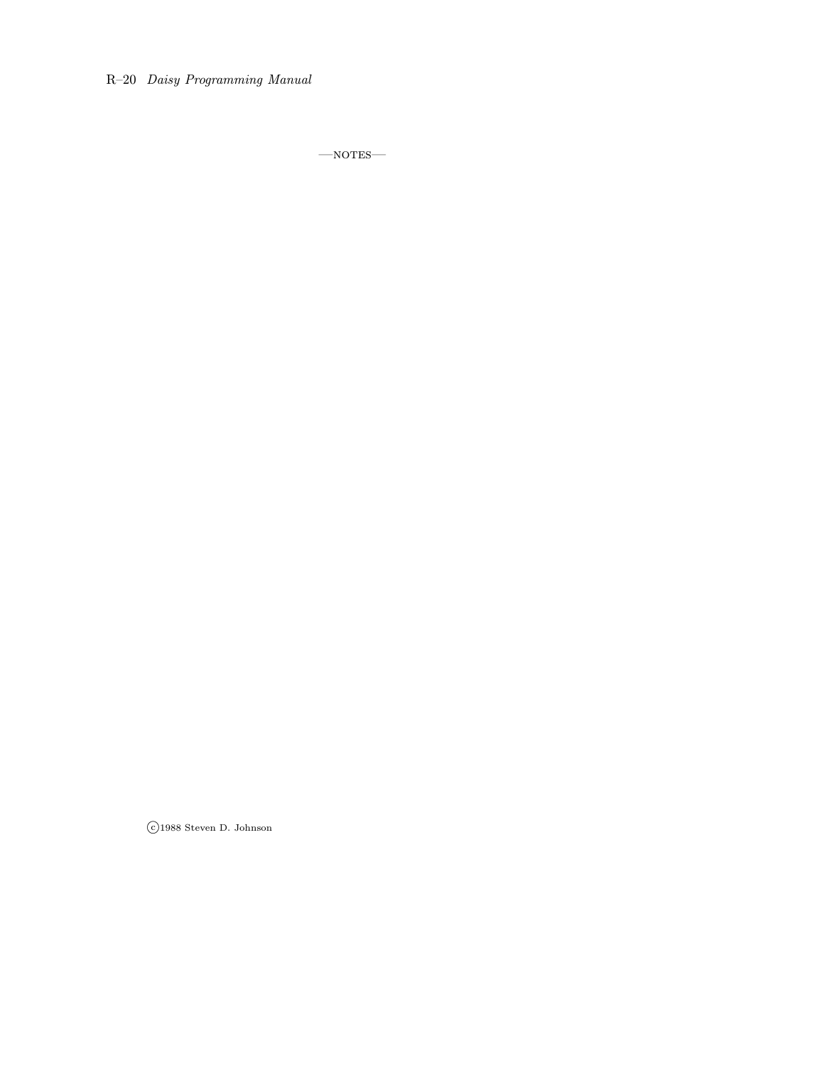—NOTES—

©1988 Steven D. Johnson